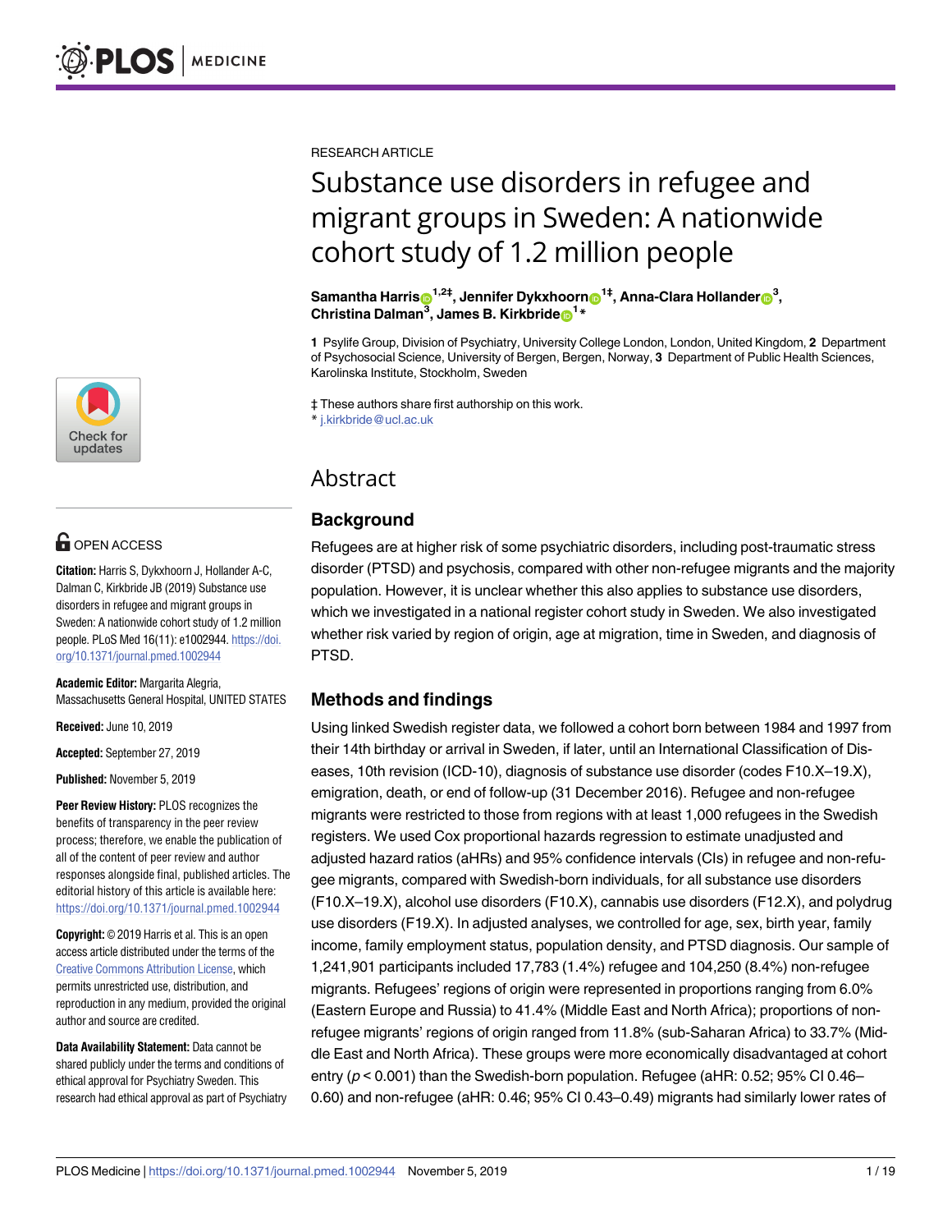RESEARCH ARTICLE

# Substance use disorders in refugee and migrant groups in Sweden: A nationwide cohort study of 1.2 million people

**Samantha Harris[1,2‡], Jennifer Dykxhoorn[1‡], Anna-Clara Hollander[3], Christina Dalman[3], James B. Kirkbride[1*]**

**1** Psylife Group, Division of Psychiatry, University College London, London, United Kingdom, **2** Department of Psychosocial Science, University of Bergen, Bergen, Norway, **3** Department of Public Health Sciences, Karolinska Institute, Stockholm, Sweden

‡ These authors share first authorship on this work.
* j.kirkbride@ucl.ac.uk

OPEN ACCESS

**Citation:** Harris S, Dykxhoorn J, Hollander A-C, Dalman C, Kirkbride JB (2019) Substance use disorders in refugee and migrant groups in Sweden: A nationwide cohort study of 1.2 million people. PLoS Med 16(11): e1002944. https://doi.org/10.1371/journal.pmed.1002944

**Academic Editor:** Margarita Alegria, Massachusetts General Hospital, UNITED STATES

**Received:** June 10, 2019

**Accepted:** September 27, 2019

**Published:** November 5, 2019

**Peer Review History:** PLOS recognizes the benefits of transparency in the peer review process; therefore, we enable the publication of all of the content of peer review and author responses alongside final, published articles. The editorial history of this article is available here: https://doi.org/10.1371/journal.pmed.1002944

**Copyright:** © 2019 Harris et al. This is an open access article distributed under the terms of the Creative Commons Attribution License, which permits unrestricted use, distribution, and reproduction in any medium, provided the original author and source are credited.

**Data Availability Statement:** Data cannot be shared publicly under the terms and conditions of ethical approval for Psychiatry Sweden. This research had ethical approval as part of Psychiatry

## Abstract

### Background

Refugees are at higher risk of some psychiatric disorders, including post-traumatic stress disorder (PTSD) and psychosis, compared with other non-refugee migrants and the majority population. However, it is unclear whether this also applies to substance use disorders, which we investigated in a national register cohort study in Sweden. We also investigated whether risk varied by region of origin, age at migration, time in Sweden, and diagnosis of PTSD.

### Methods and findings

Using linked Swedish register data, we followed a cohort born between 1984 and 1997 from their 14th birthday or arrival in Sweden, if later, until an International Classification of Diseases, 10th revision (ICD-10), diagnosis of substance use disorder (codes F10.X–19.X), emigration, death, or end of follow-up (31 December 2016). Refugee and non-refugee migrants were restricted to those from regions with at least 1,000 refugees in the Swedish registers. We used Cox proportional hazards regression to estimate unadjusted and adjusted hazard ratios (aHRs) and 95% confidence intervals (CIs) in refugee and non-refugee migrants, compared with Swedish-born individuals, for all substance use disorders (F10.X–19.X), alcohol use disorders (F10.X), cannabis use disorders (F12.X), and polydrug use disorders (F19.X). In adjusted analyses, we controlled for age, sex, birth year, family income, family employment status, population density, and PTSD diagnosis. Our sample of 1,241,901 participants included 17,783 (1.4%) refugee and 104,250 (8.4%) non-refugee migrants. Refugees' regions of origin were represented in proportions ranging from 6.0% (Eastern Europe and Russia) to 41.4% (Middle East and North Africa); proportions of non-refugee migrants' regions of origin ranged from 11.8% (sub-Saharan Africa) to 33.7% (Middle East and North Africa). These groups were more economically disadvantaged at cohort entry ($p < 0.001$) than the Swedish-born population. Refugee (aHR: 0.52; 95% CI 0.46–0.60) and non-refugee (aHR: 0.46; 95% CI 0.43–0.49) migrants had similarly lower rates of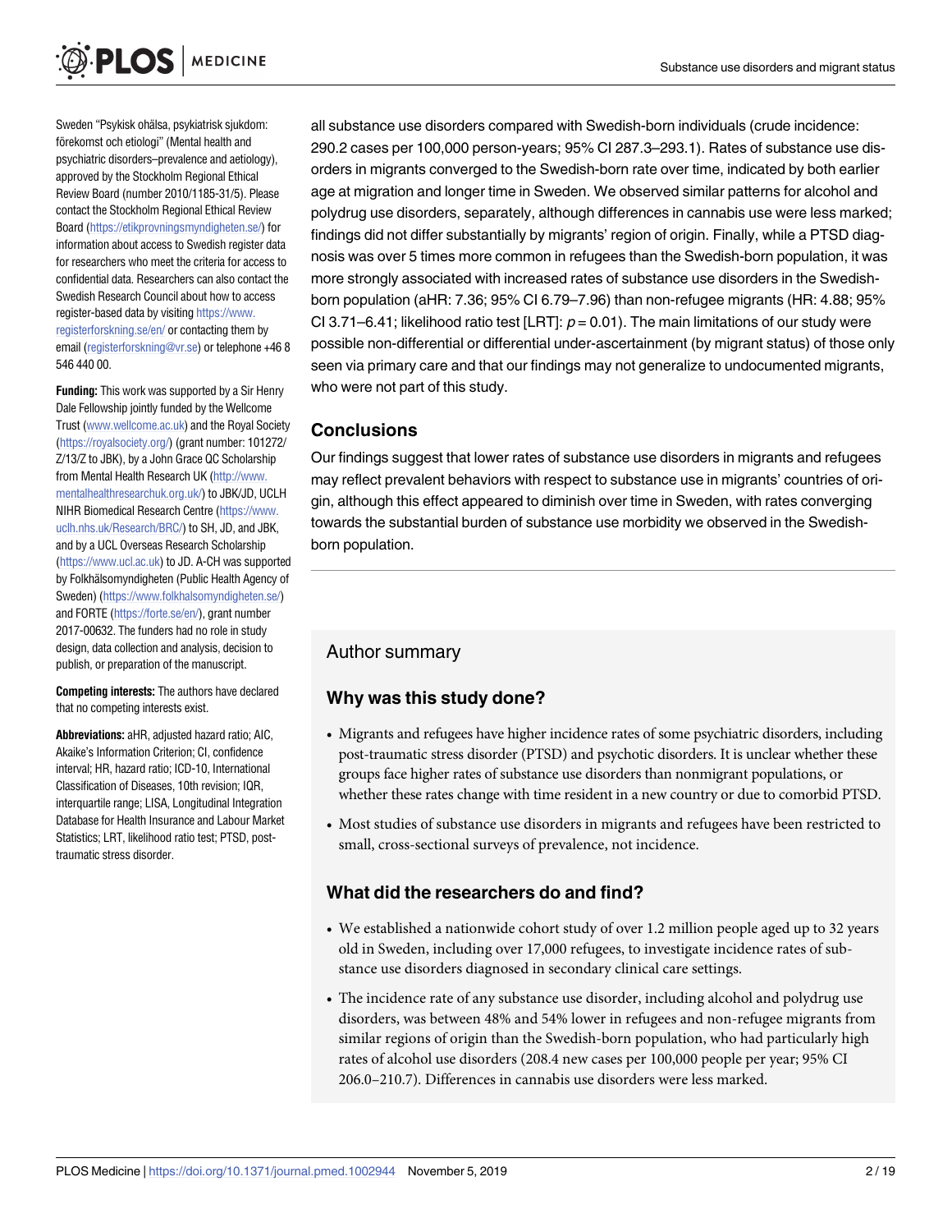Sweden "Psykisk ohälsa, psykiatrisk sjukdom: förekomst och etiologi" (Mental health and psychiatric disorders–prevalence and aetiology), approved by the Stockholm Regional Ethical Review Board (number 2010/1185-31/5). Please contact the Stockholm Regional Ethical Review Board (https://etikprovningsmyndigheten.se/) for information about access to Swedish register data for researchers who meet the criteria for access to confidential data. Researchers can also contact the Swedish Research Council about how to access register-based data by visiting https://www.registerforskning.se/en/ or contacting them by email (registerforskning@vr.se) or telephone +46 8 546 440 00.

**Funding:** This work was supported by a Sir Henry Dale Fellowship jointly funded by the Wellcome Trust (www.wellcome.ac.uk) and the Royal Society (https://royalsociety.org/) (grant number: 101272/Z/13/Z to JBK), by a John Grace QC Scholarship from Mental Health Research UK (http://www.mentalhealthresearchuk.org.uk/) to JBK/JD, UCLH NIHR Biomedical Research Centre (https://www.uclh.nhs.uk/Research/BRC/) to SH, JD, and JBK, and by a UCL Overseas Research Scholarship (https://www.ucl.ac.uk) to JD. A-CH was supported by Folkhälsomyndigheten (Public Health Agency of Sweden) (https://www.folkhalsomyndigheten.se/) and FORTE (https://forte.se/en/), grant number 2017-00632. The funders had no role in study design, data collection and analysis, decision to publish, or preparation of the manuscript.

**Competing interests:** The authors have declared that no competing interests exist.

**Abbreviations:** aHR, adjusted hazard ratio; AIC, Akaike's Information Criterion; CI, confidence interval; HR, hazard ratio; ICD-10, International Classification of Diseases, 10th revision; IQR, interquartile range; LISA, Longitudinal Integration Database for Health Insurance and Labour Market Statistics; LRT, likelihood ratio test; PTSD, post-traumatic stress disorder.

all substance use disorders compared with Swedish-born individuals (crude incidence: 290.2 cases per 100,000 person-years; 95% CI 287.3–293.1). Rates of substance use disorders in migrants converged to the Swedish-born rate over time, indicated by both earlier age at migration and longer time in Sweden. We observed similar patterns for alcohol and polydrug use disorders, separately, although differences in cannabis use were less marked; findings did not differ substantially by migrants' region of origin. Finally, while a PTSD diagnosis was over 5 times more common in refugees than the Swedish-born population, it was more strongly associated with increased rates of substance use disorders in the Swedish-born population (aHR: 7.36; 95% CI 6.79–7.96) than non-refugee migrants (HR: 4.88; 95% CI 3.71–6.41; likelihood ratio test [LRT]: $p = 0.01$). The main limitations of our study were possible non-differential or differential under-ascertainment (by migrant status) of those only seen via primary care and that our findings may not generalize to undocumented migrants, who were not part of this study.

## Conclusions

Our findings suggest that lower rates of substance use disorders in migrants and refugees may reflect prevalent behaviors with respect to substance use in migrants' countries of origin, although this effect appeared to diminish over time in Sweden, with rates converging towards the substantial burden of substance use morbidity we observed in the Swedish-born population.

## Author summary

### Why was this study done?

- Migrants and refugees have higher incidence rates of some psychiatric disorders, including post-traumatic stress disorder (PTSD) and psychotic disorders. It is unclear whether these groups face higher rates of substance use disorders than nonmigrant populations, or whether these rates change with time resident in a new country or due to comorbid PTSD.
- Most studies of substance use disorders in migrants and refugees have been restricted to small, cross-sectional surveys of prevalence, not incidence.

### What did the researchers do and find?

- We established a nationwide cohort study of over 1.2 million people aged up to 32 years old in Sweden, including over 17,000 refugees, to investigate incidence rates of substance use disorders diagnosed in secondary clinical care settings.
- The incidence rate of any substance use disorder, including alcohol and polydrug use disorders, was between 48% and 54% lower in refugees and non-refugee migrants from similar regions of origin than the Swedish-born population, who had particularly high rates of alcohol use disorders (208.4 new cases per 100,000 people per year; 95% CI 206.0–210.7). Differences in cannabis use disorders were less marked.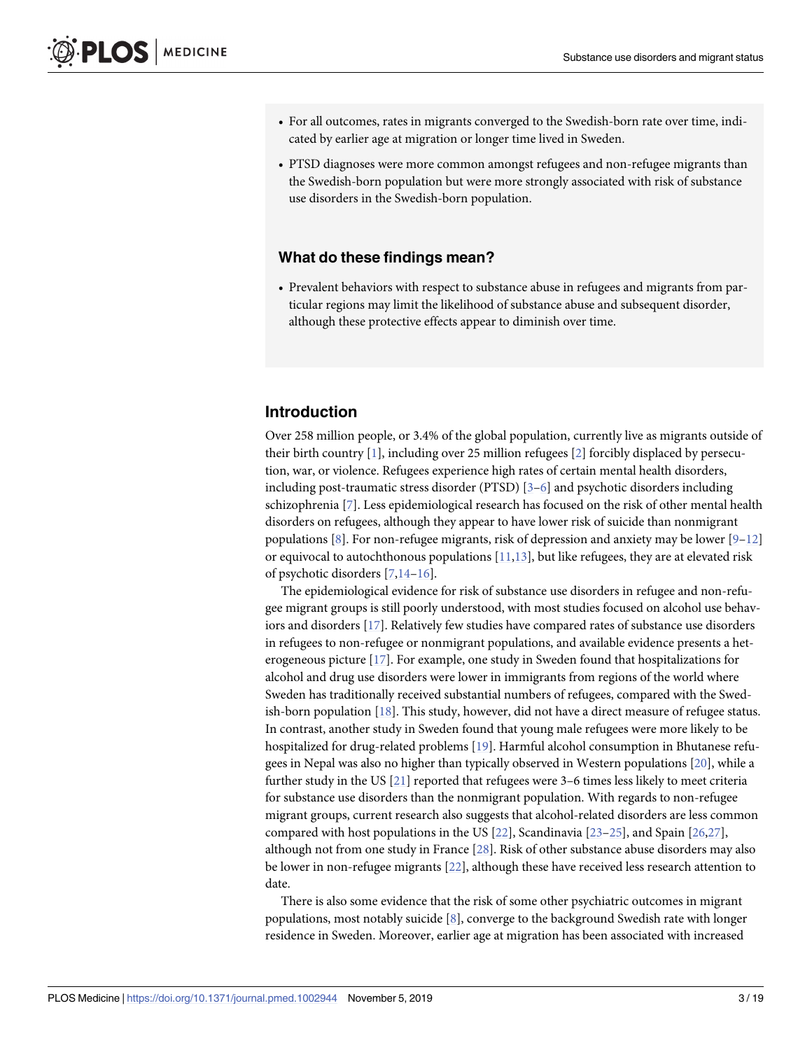- For all outcomes, rates in migrants converged to the Swedish-born rate over time, indicated by earlier age at migration or longer time lived in Sweden.
- PTSD diagnoses were more common amongst refugees and non-refugee migrants than the Swedish-born population but were more strongly associated with risk of substance use disorders in the Swedish-born population.

### What do these findings mean?

- Prevalent behaviors with respect to substance abuse in refugees and migrants from particular regions may limit the likelihood of substance abuse and subsequent disorder, although these protective effects appear to diminish over time.

## Introduction

Over 258 million people, or 3.4% of the global population, currently live as migrants outside of their birth country [1], including over 25 million refugees [2] forcibly displaced by persecution, war, or violence. Refugees experience high rates of certain mental health disorders, including post-traumatic stress disorder (PTSD) [3–6] and psychotic disorders including schizophrenia [7]. Less epidemiological research has focused on the risk of other mental health disorders on refugees, although they appear to have lower risk of suicide than nonmigrant populations [8]. For non-refugee migrants, risk of depression and anxiety may be lower [9–12] or equivocal to autochthonous populations [11,13], but like refugees, they are at elevated risk of psychotic disorders [7,14–16].

The epidemiological evidence for risk of substance use disorders in refugee and non-refugee migrant groups is still poorly understood, with most studies focused on alcohol use behaviors and disorders [17]. Relatively few studies have compared rates of substance use disorders in refugees to non-refugee or nonmigrant populations, and available evidence presents a heterogeneous picture [17]. For example, one study in Sweden found that hospitalizations for alcohol and drug use disorders were lower in immigrants from regions of the world where Sweden has traditionally received substantial numbers of refugees, compared with the Swedish-born population [18]. This study, however, did not have a direct measure of refugee status. In contrast, another study in Sweden found that young male refugees were more likely to be hospitalized for drug-related problems [19]. Harmful alcohol consumption in Bhutanese refugees in Nepal was also no higher than typically observed in Western populations [20], while a further study in the US [21] reported that refugees were 3–6 times less likely to meet criteria for substance use disorders than the nonmigrant population. With regards to non-refugee migrant groups, current research also suggests that alcohol-related disorders are less common compared with host populations in the US [22], Scandinavia [23–25], and Spain [26,27], although not from one study in France [28]. Risk of other substance abuse disorders may also be lower in non-refugee migrants [22], although these have received less research attention to date.

There is also some evidence that the risk of some other psychiatric outcomes in migrant populations, most notably suicide [8], converge to the background Swedish rate with longer residence in Sweden. Moreover, earlier age at migration has been associated with increased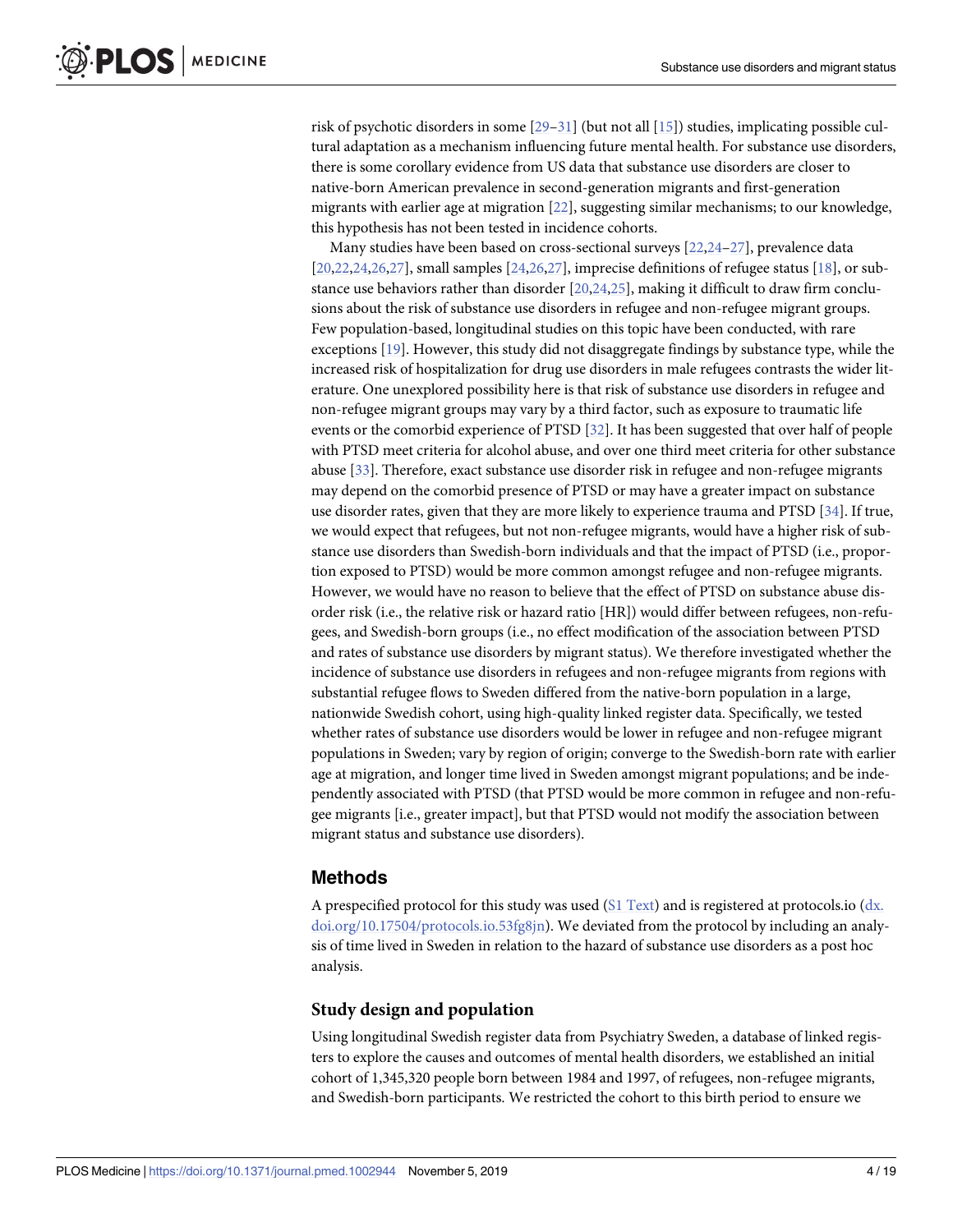risk of psychotic disorders in some [29–31] (but not all [15]) studies, implicating possible cultural adaptation as a mechanism influencing future mental health. For substance use disorders, there is some corollary evidence from US data that substance use disorders are closer to native-born American prevalence in second-generation migrants and first-generation migrants with earlier age at migration [22], suggesting similar mechanisms; to our knowledge, this hypothesis has not been tested in incidence cohorts.

Many studies have been based on cross-sectional surveys [22,24–27], prevalence data [20,22,24,26,27], small samples [24,26,27], imprecise definitions of refugee status [18], or substance use behaviors rather than disorder [20,24,25], making it difficult to draw firm conclusions about the risk of substance use disorders in refugee and non-refugee migrant groups. Few population-based, longitudinal studies on this topic have been conducted, with rare exceptions [19]. However, this study did not disaggregate findings by substance type, while the increased risk of hospitalization for drug use disorders in male refugees contrasts the wider literature. One unexplored possibility here is that risk of substance use disorders in refugee and non-refugee migrant groups may vary by a third factor, such as exposure to traumatic life events or the comorbid experience of PTSD [32]. It has been suggested that over half of people with PTSD meet criteria for alcohol abuse, and over one third meet criteria for other substance abuse [33]. Therefore, exact substance use disorder risk in refugee and non-refugee migrants may depend on the comorbid presence of PTSD or may have a greater impact on substance use disorder rates, given that they are more likely to experience trauma and PTSD [34]. If true, we would expect that refugees, but not non-refugee migrants, would have a higher risk of substance use disorders than Swedish-born individuals and that the impact of PTSD (i.e., proportion exposed to PTSD) would be more common amongst refugee and non-refugee migrants. However, we would have no reason to believe that the effect of PTSD on substance abuse disorder risk (i.e., the relative risk or hazard ratio [HR]) would differ between refugees, non-refugees, and Swedish-born groups (i.e., no effect modification of the association between PTSD and rates of substance use disorders by migrant status). We therefore investigated whether the incidence of substance use disorders in refugees and non-refugee migrants from regions with substantial refugee flows to Sweden differed from the native-born population in a large, nationwide Swedish cohort, using high-quality linked register data. Specifically, we tested whether rates of substance use disorders would be lower in refugee and non-refugee migrant populations in Sweden; vary by region of origin; converge to the Swedish-born rate with earlier age at migration, and longer time lived in Sweden amongst migrant populations; and be independently associated with PTSD (that PTSD would be more common in refugee and non-refugee migrants [i.e., greater impact], but that PTSD would not modify the association between migrant status and substance use disorders).

## Methods

A prespecified protocol for this study was used (S1 Text) and is registered at protocols.io (dx.doi.org/10.17504/protocols.io.53fg8jn). We deviated from the protocol by including an analysis of time lived in Sweden in relation to the hazard of substance use disorders as a post hoc analysis.

### Study design and population

Using longitudinal Swedish register data from Psychiatry Sweden, a database of linked registers to explore the causes and outcomes of mental health disorders, we established an initial cohort of 1,345,320 people born between 1984 and 1997, of refugees, non-refugee migrants, and Swedish-born participants. We restricted the cohort to this birth period to ensure we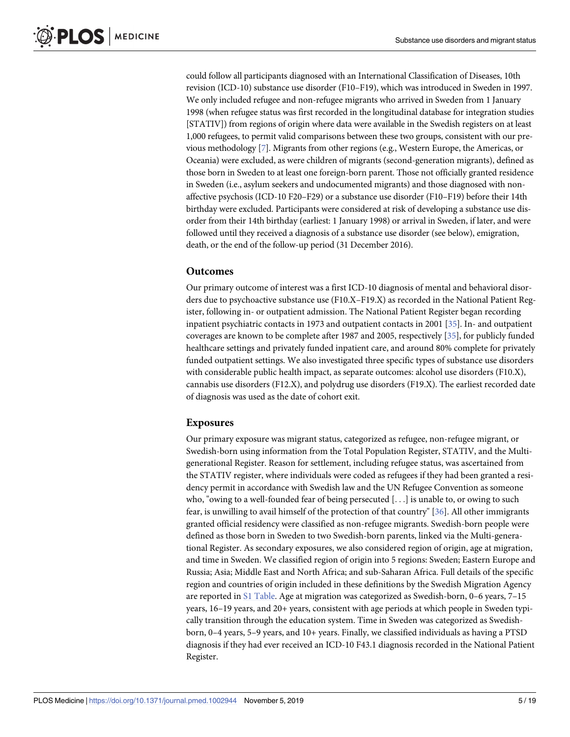could follow all participants diagnosed with an International Classification of Diseases, 10th revision (ICD-10) substance use disorder (F10–F19), which was introduced in Sweden in 1997. We only included refugee and non-refugee migrants who arrived in Sweden from 1 January 1998 (when refugee status was first recorded in the longitudinal database for integration studies [STATIV]) from regions of origin where data were available in the Swedish registers on at least 1,000 refugees, to permit valid comparisons between these two groups, consistent with our previous methodology [7]. Migrants from other regions (e.g., Western Europe, the Americas, or Oceania) were excluded, as were children of migrants (second-generation migrants), defined as those born in Sweden to at least one foreign-born parent. Those not officially granted residence in Sweden (i.e., asylum seekers and undocumented migrants) and those diagnosed with non-affective psychosis (ICD-10 F20–F29) or a substance use disorder (F10–F19) before their 14th birthday were excluded. Participants were considered at risk of developing a substance use disorder from their 14th birthday (earliest: 1 January 1998) or arrival in Sweden, if later, and were followed until they received a diagnosis of a substance use disorder (see below), emigration, death, or the end of the follow-up period (31 December 2016).

### Outcomes

Our primary outcome of interest was a first ICD-10 diagnosis of mental and behavioral disorders due to psychoactive substance use (F10.X–F19.X) as recorded in the National Patient Register, following in- or outpatient admission. The National Patient Register began recording inpatient psychiatric contacts in 1973 and outpatient contacts in 2001 [35]. In- and outpatient coverages are known to be complete after 1987 and 2005, respectively [35], for publicly funded healthcare settings and privately funded inpatient care, and around 80% complete for privately funded outpatient settings. We also investigated three specific types of substance use disorders with considerable public health impact, as separate outcomes: alcohol use disorders (F10.X), cannabis use disorders (F12.X), and polydrug use disorders (F19.X). The earliest recorded date of diagnosis was used as the date of cohort exit.

### Exposures

Our primary exposure was migrant status, categorized as refugee, non-refugee migrant, or Swedish-born using information from the Total Population Register, STATIV, and the Multi-generational Register. Reason for settlement, including refugee status, was ascertained from the STATIV register, where individuals were coded as refugees if they had been granted a residency permit in accordance with Swedish law and the UN Refugee Convention as someone who, "owing to a well-founded fear of being persecuted [. . .] is unable to, or owing to such fear, is unwilling to avail himself of the protection of that country" [36]. All other immigrants granted official residency were classified as non-refugee migrants. Swedish-born people were defined as those born in Sweden to two Swedish-born parents, linked via the Multi-generational Register. As secondary exposures, we also considered region of origin, age at migration, and time in Sweden. We classified region of origin into 5 regions: Sweden; Eastern Europe and Russia; Asia; Middle East and North Africa; and sub-Saharan Africa. Full details of the specific region and countries of origin included in these definitions by the Swedish Migration Agency are reported in S1 Table. Age at migration was categorized as Swedish-born, 0–6 years, 7–15 years, 16–19 years, and 20+ years, consistent with age periods at which people in Sweden typically transition through the education system. Time in Sweden was categorized as Swedish-born, 0–4 years, 5–9 years, and 10+ years. Finally, we classified individuals as having a PTSD diagnosis if they had ever received an ICD-10 F43.1 diagnosis recorded in the National Patient Register.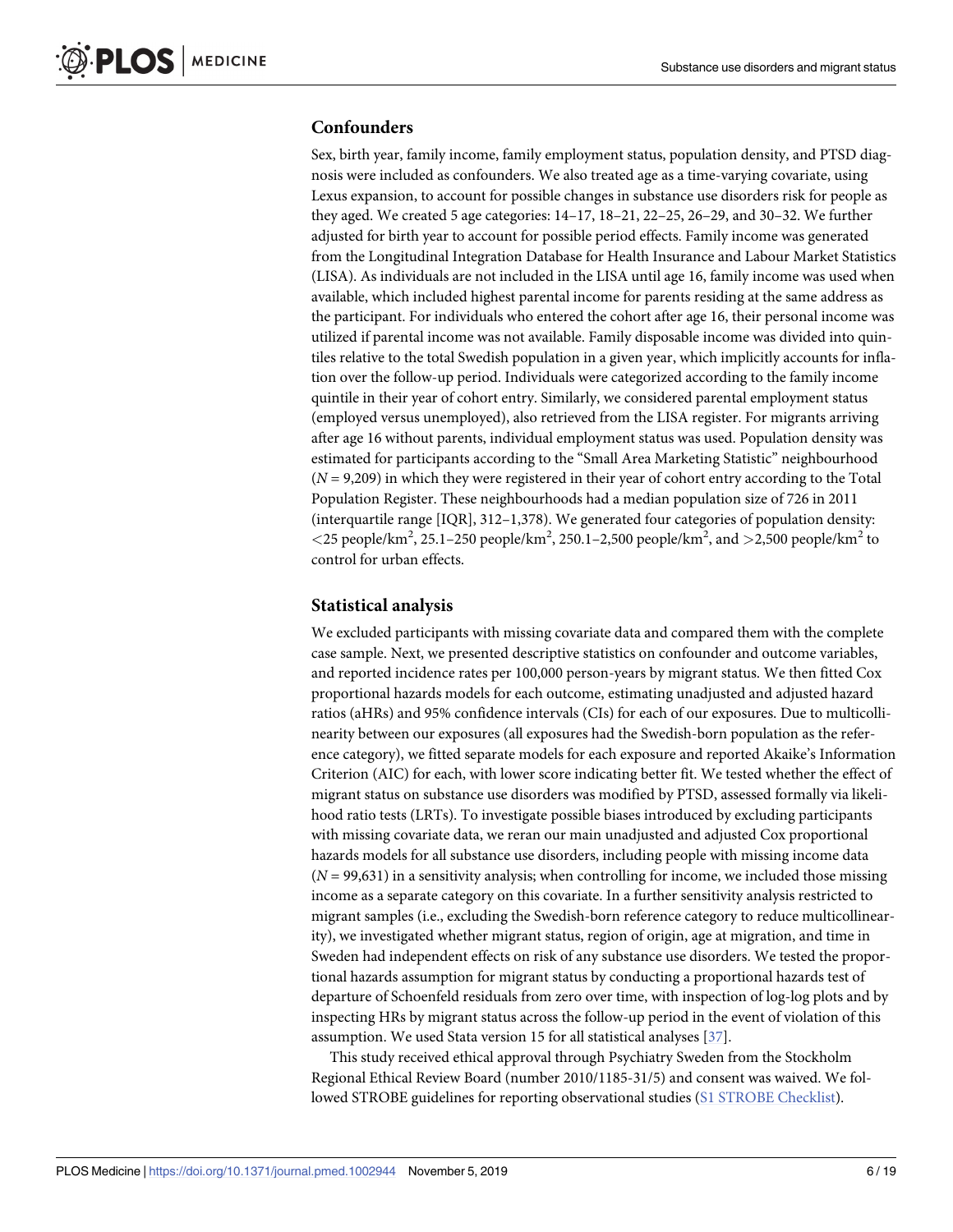## Confounders

Sex, birth year, family income, family employment status, population density, and PTSD diagnosis were included as confounders. We also treated age as a time-varying covariate, using Lexus expansion, to account for possible changes in substance use disorders risk for people as they aged. We created 5 age categories: 14–17, 18–21, 22–25, 26–29, and 30–32. We further adjusted for birth year to account for possible period effects. Family income was generated from the Longitudinal Integration Database for Health Insurance and Labour Market Statistics (LISA). As individuals are not included in the LISA until age 16, family income was used when available, which included highest parental income for parents residing at the same address as the participant. For individuals who entered the cohort after age 16, their personal income was utilized if parental income was not available. Family disposable income was divided into quintiles relative to the total Swedish population in a given year, which implicitly accounts for inflation over the follow-up period. Individuals were categorized according to the family income quintile in their year of cohort entry. Similarly, we considered parental employment status (employed versus unemployed), also retrieved from the LISA register. For migrants arriving after age 16 without parents, individual employment status was used. Population density was estimated for participants according to the "Small Area Marketing Statistic" neighbourhood (*N* = 9,209) in which they were registered in their year of cohort entry according to the Total Population Register. These neighbourhoods had a median population size of 726 in 2011 (interquartile range [IQR], 312–1,378). We generated four categories of population density: <25 people/km$^2$, 25.1–250 people/km$^2$, 250.1–2,500 people/km$^2$, and >2,500 people/km$^2$ to control for urban effects.

## Statistical analysis

We excluded participants with missing covariate data and compared them with the complete case sample. Next, we presented descriptive statistics on confounder and outcome variables, and reported incidence rates per 100,000 person-years by migrant status. We then fitted Cox proportional hazards models for each outcome, estimating unadjusted and adjusted hazard ratios (aHRs) and 95% confidence intervals (CIs) for each of our exposures. Due to multicollinearity between our exposures (all exposures had the Swedish-born population as the reference category), we fitted separate models for each exposure and reported Akaike's Information Criterion (AIC) for each, with lower score indicating better fit. We tested whether the effect of migrant status on substance use disorders was modified by PTSD, assessed formally via likelihood ratio tests (LRTs). To investigate possible biases introduced by excluding participants with missing covariate data, we reran our main unadjusted and adjusted Cox proportional hazards models for all substance use disorders, including people with missing income data (*N* = 99,631) in a sensitivity analysis; when controlling for income, we included those missing income as a separate category on this covariate. In a further sensitivity analysis restricted to migrant samples (i.e., excluding the Swedish-born reference category to reduce multicollinearity), we investigated whether migrant status, region of origin, age at migration, and time in Sweden had independent effects on risk of any substance use disorders. We tested the proportional hazards assumption for migrant status by conducting a proportional hazards test of departure of Schoenfeld residuals from zero over time, with inspection of log-log plots and by inspecting HRs by migrant status across the follow-up period in the event of violation of this assumption. We used Stata version 15 for all statistical analyses [37].

This study received ethical approval through Psychiatry Sweden from the Stockholm Regional Ethical Review Board (number 2010/1185-31/5) and consent was waived. We followed STROBE guidelines for reporting observational studies (S1 STROBE Checklist).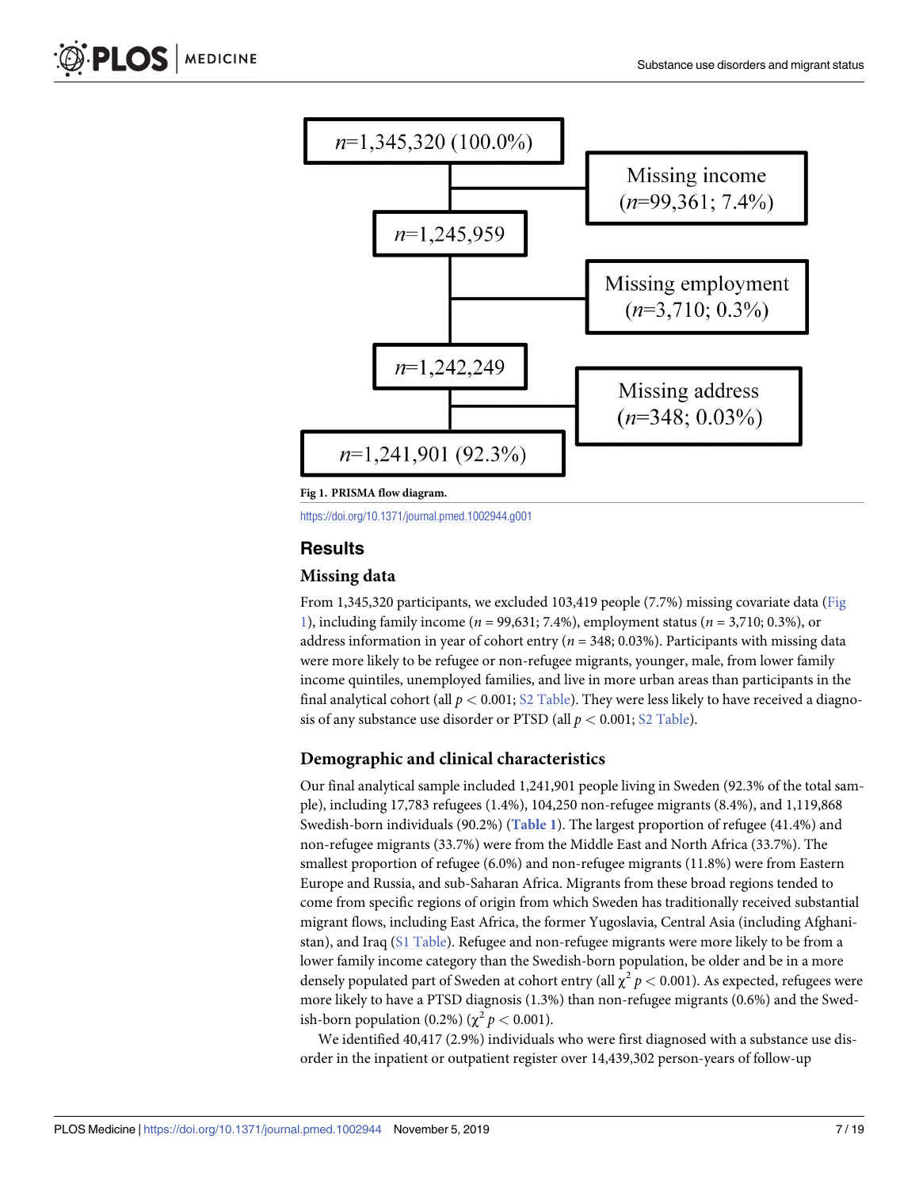n=1,345,320 (100.0%)

Missing income (n=99,361; 7.4%)

n=1,245,959

Missing employment (n=3,710; 0.3%)

n=1,242,249

Missing address (n=348; 0.03%)

n=1,241,901 (92.3%)

**Fig 1. PRISMA flow diagram.**

https://doi.org/10.1371/journal.pmed.1002944.g001

## Results

### Missing data

From 1,345,320 participants, we excluded 103,419 people (7.7%) missing covariate data (Fig 1), including family income ($n$ = 99,631; 7.4%), employment status ($n$ = 3,710; 0.3%), or address information in year of cohort entry ($n$ = 348; 0.03%). Participants with missing data were more likely to be refugee or non-refugee migrants, younger, male, from lower family income quintiles, unemployed families, and live in more urban areas than participants in the final analytical cohort (all $p < 0.001$; S2 Table). They were less likely to have received a diagnosis of any substance use disorder or PTSD (all $p < 0.001$; S2 Table).

### Demographic and clinical characteristics

Our final analytical sample included 1,241,901 people living in Sweden (92.3% of the total sample), including 17,783 refugees (1.4%), 104,250 non-refugee migrants (8.4%), and 1,119,868 Swedish-born individuals (90.2%) (**Table 1**). The largest proportion of refugee (41.4%) and non-refugee migrants (33.7%) were from the Middle East and North Africa (33.7%). The smallest proportion of refugee (6.0%) and non-refugee migrants (11.8%) were from Eastern Europe and Russia, and sub-Saharan Africa. Migrants from these broad regions tended to come from specific regions of origin from which Sweden has traditionally received substantial migrant flows, including East Africa, the former Yugoslavia, Central Asia (including Afghanistan), and Iraq (S1 Table). Refugee and non-refugee migrants were more likely to be from a lower family income category than the Swedish-born population, be older and be in a more densely populated part of Sweden at cohort entry (all $\chi^2$ $p < 0.001$). As expected, refugees were more likely to have a PTSD diagnosis (1.3%) than non-refugee migrants (0.6%) and the Swedish-born population (0.2%) ($\chi^2$ $p < 0.001$).

We identified 40,417 (2.9%) individuals who were first diagnosed with a substance use disorder in the inpatient or outpatient register over 14,439,302 person-years of follow-up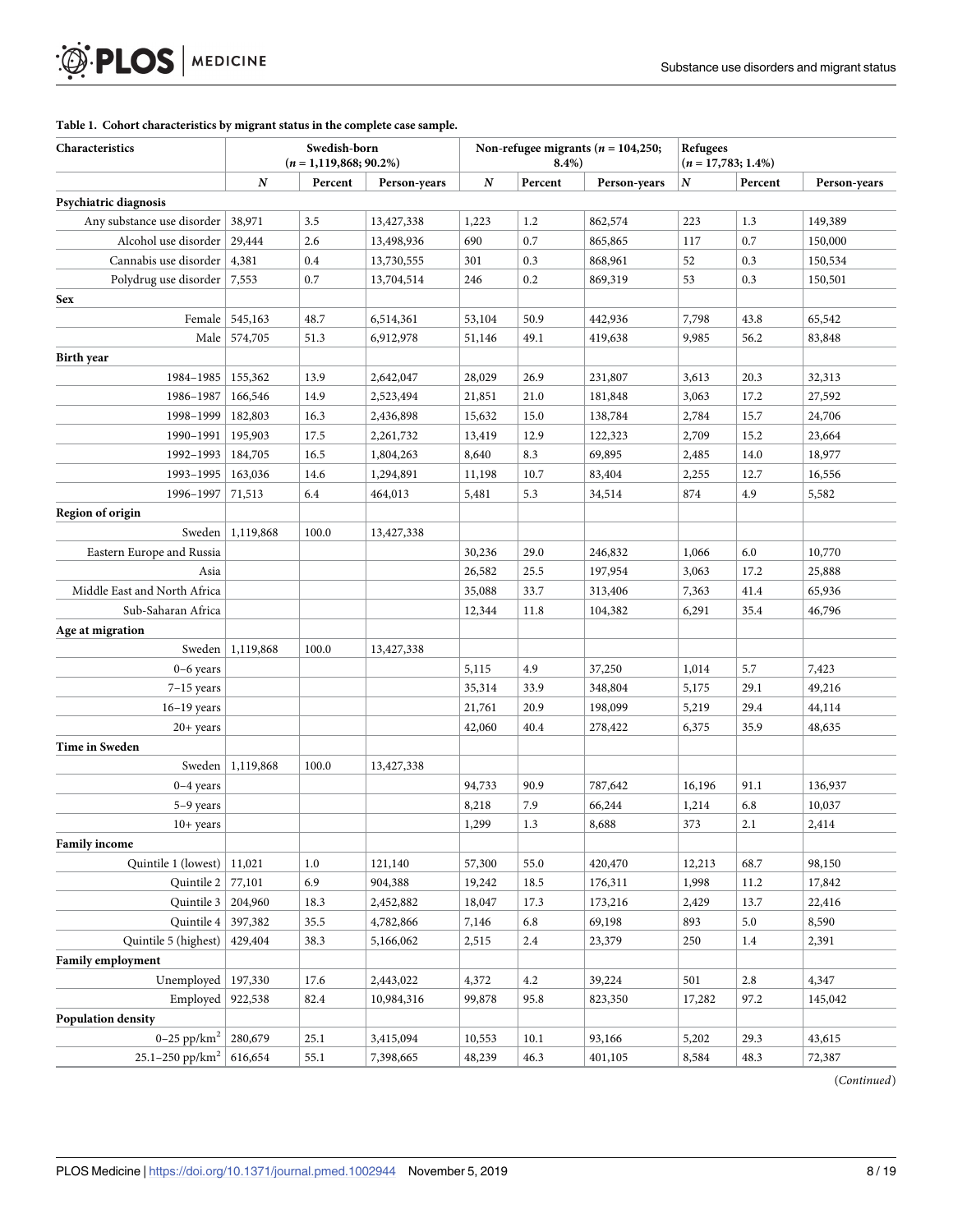**Table 1. Cohort characteristics by migrant status in the complete case sample.**

| Characteristics | Swedish-born (n = 1,119,868; 90.2%) | | | Non-refugee migrants (n = 104,250; 8.4%) | | | Refugees (n = 17,783; 1.4%) | | |
|---|---|---|---|---|---|---|---|---|---|
| | *N* | Percent | Person-years | *N* | Percent | Person-years | *N* | Percent | Person-years |
| **Psychiatric diagnosis** | | | | | | | | | |
| Any substance use disorder | 38,971 | 3.5 | 13,427,338 | 1,223 | 1.2 | 862,574 | 223 | 1.3 | 149,389 |
| Alcohol use disorder | 29,444 | 2.6 | 13,498,936 | 690 | 0.7 | 865,865 | 117 | 0.7 | 150,000 |
| Cannabis use disorder | 4,381 | 0.4 | 13,730,555 | 301 | 0.3 | 868,961 | 52 | 0.3 | 150,534 |
| Polydrug use disorder | 7,553 | 0.7 | 13,704,514 | 246 | 0.2 | 869,319 | 53 | 0.3 | 150,501 |
| **Sex** | | | | | | | | | |
| Female | 545,163 | 48.7 | 6,514,361 | 53,104 | 50.9 | 442,936 | 7,798 | 43.8 | 65,542 |
| Male | 574,705 | 51.3 | 6,912,978 | 51,146 | 49.1 | 419,638 | 9,985 | 56.2 | 83,848 |
| **Birth year** | | | | | | | | | |
| 1984–1985 | 155,362 | 13.9 | 2,642,047 | 28,029 | 26.9 | 231,807 | 3,613 | 20.3 | 32,313 |
| 1986–1987 | 166,546 | 14.9 | 2,523,494 | 21,851 | 21.0 | 181,848 | 3,063 | 17.2 | 27,592 |
| 1998–1999 | 182,803 | 16.3 | 2,436,898 | 15,632 | 15.0 | 138,784 | 2,784 | 15.7 | 24,706 |
| 1990–1991 | 195,903 | 17.5 | 2,261,732 | 13,419 | 12.9 | 122,323 | 2,709 | 15.2 | 23,664 |
| 1992–1993 | 184,705 | 16.5 | 1,804,263 | 8,640 | 8.3 | 69,895 | 2,485 | 14.0 | 18,977 |
| 1993–1995 | 163,036 | 14.6 | 1,294,891 | 11,198 | 10.7 | 83,404 | 2,255 | 12.7 | 16,556 |
| 1996–1997 | 71,513 | 6.4 | 464,013 | 5,481 | 5.3 | 34,514 | 874 | 4.9 | 5,582 |
| **Region of origin** | | | | | | | | | |
| Sweden | 1,119,868 | 100.0 | 13,427,338 | | | | | | |
| Eastern Europe and Russia | | | | 30,236 | 29.0 | 246,832 | 1,066 | 6.0 | 10,770 |
| Asia | | | | 26,582 | 25.5 | 197,954 | 3,063 | 17.2 | 25,888 |
| Middle East and North Africa | | | | 35,088 | 33.7 | 313,406 | 7,363 | 41.4 | 65,936 |
| Sub-Saharan Africa | | | | 12,344 | 11.8 | 104,382 | 6,291 | 35.4 | 46,796 |
| **Age at migration** | | | | | | | | | |
| Sweden | 1,119,868 | 100.0 | 13,427,338 | | | | | | |
| 0–6 years | | | | 5,115 | 4.9 | 37,250 | 1,014 | 5.7 | 7,423 |
| 7–15 years | | | | 35,314 | 33.9 | 348,804 | 5,175 | 29.1 | 49,216 |
| 16–19 years | | | | 21,761 | 20.9 | 198,099 | 5,219 | 29.4 | 44,114 |
| 20+ years | | | | 42,060 | 40.4 | 278,422 | 6,375 | 35.9 | 48,635 |
| **Time in Sweden** | | | | | | | | | |
| Sweden | 1,119,868 | 100.0 | 13,427,338 | | | | | | |
| 0–4 years | | | | 94,733 | 90.9 | 787,642 | 16,196 | 91.1 | 136,937 |
| 5–9 years | | | | 8,218 | 7.9 | 66,244 | 1,214 | 6.8 | 10,037 |
| 10+ years | | | | 1,299 | 1.3 | 8,688 | 373 | 2.1 | 2,414 |
| **Family income** | | | | | | | | | |
| Quintile 1 (lowest) | 11,021 | 1.0 | 121,140 | 57,300 | 55.0 | 420,470 | 12,213 | 68.7 | 98,150 |
| Quintile 2 | 77,101 | 6.9 | 904,388 | 19,242 | 18.5 | 176,311 | 1,998 | 11.2 | 17,842 |
| Quintile 3 | 204,960 | 18.3 | 2,452,882 | 18,047 | 17.3 | 173,216 | 2,429 | 13.7 | 22,416 |
| Quintile 4 | 397,382 | 35.5 | 4,782,866 | 7,146 | 6.8 | 69,198 | 893 | 5.0 | 8,590 |
| Quintile 5 (highest) | 429,404 | 38.3 | 5,166,062 | 2,515 | 2.4 | 23,379 | 250 | 1.4 | 2,391 |
| **Family employment** | | | | | | | | | |
| Unemployed | 197,330 | 17.6 | 2,443,022 | 4,372 | 4.2 | 39,224 | 501 | 2.8 | 4,347 |
| Employed | 922,538 | 82.4 | 10,984,316 | 99,878 | 95.8 | 823,350 | 17,282 | 97.2 | 145,042 |
| **Population density** | | | | | | | | | |
| 0–25 pp/km$^2$ | 280,679 | 25.1 | 3,415,094 | 10,553 | 10.1 | 93,166 | 5,202 | 29.3 | 43,615 |
| 25.1–250 pp/km$^2$ | 616,654 | 55.1 | 7,398,665 | 48,239 | 46.3 | 401,105 | 8,584 | 48.3 | 72,387 |

(*Continued*)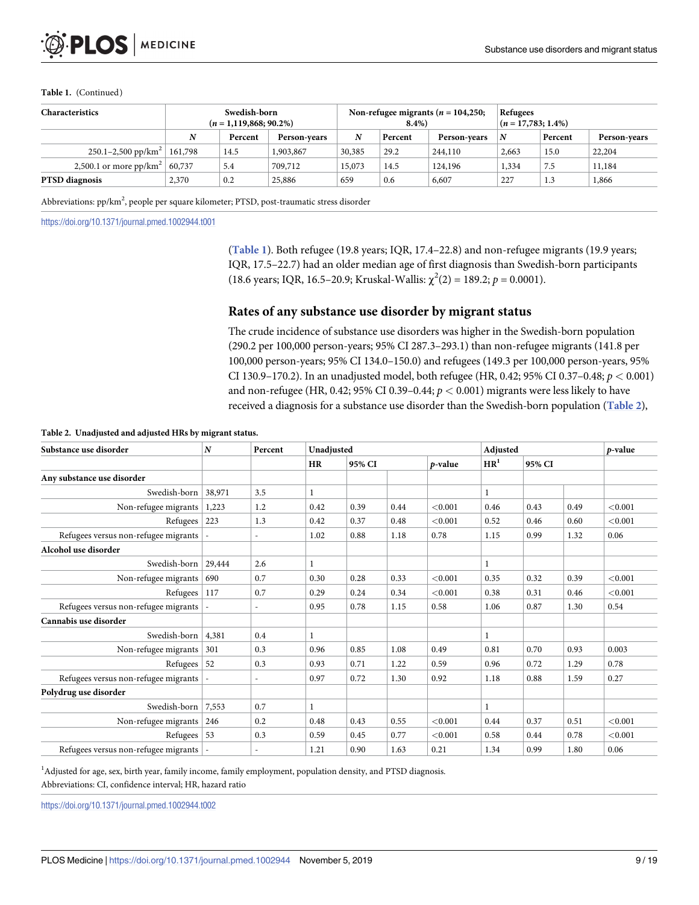**Table 1.** (Continued)

| Characteristics | Swedish-born ($n$ = 1,119,868; 90.2%) | | | Non-refugee migrants ($n$ = 104,250; 8.4%) | | | Refugees ($n$ = 17,783; 1.4%) | | |
|---|---|---|---|---|---|---|---|---|---|
| | *N* | Percent | Person-years | *N* | Percent | Person-years | *N* | Percent | Person-years |
| 250.1–2,500 pp/km$^2$ | 161,798 | 14.5 | 1,903,867 | 30,385 | 29.2 | 244,110 | 2,663 | 15.0 | 22,204 |
| 2,500.1 or more pp/km$^2$ | 60,737 | 5.4 | 709,712 | 15,073 | 14.5 | 124,196 | 1,334 | 7.5 | 11,184 |
| **PTSD diagnosis** | 2,370 | 0.2 | 25,886 | 659 | 0.6 | 6,607 | 227 | 1.3 | 1,866 |

Abbreviations: pp/km$^2$, people per square kilometer; PTSD, post-traumatic stress disorder

https://doi.org/10.1371/journal.pmed.1002944.t001

(Table 1). Both refugee (19.8 years; IQR, 17.4–22.8) and non-refugee migrants (19.9 years; IQR, 17.5–22.7) had an older median age of first diagnosis than Swedish-born participants (18.6 years; IQR, 16.5–20.9; Kruskal-Wallis: $\chi^2(2) = 189.2$; $p = 0.0001$).

## Rates of any substance use disorder by migrant status

The crude incidence of substance use disorders was higher in the Swedish-born population (290.2 per 100,000 person-years; 95% CI 287.3–293.1) than non-refugee migrants (141.8 per 100,000 person-years; 95% CI 134.0–150.0) and refugees (149.3 per 100,000 person-years, 95% CI 130.9–170.2). In an unadjusted model, both refugee (HR, 0.42; 95% CI 0.37–0.48; $p < 0.001$) and non-refugee (HR, 0.42; 95% CI 0.39–0.44; $p < 0.001$) migrants were less likely to have received a diagnosis for a substance use disorder than the Swedish-born population (Table 2),

**Table 2. Unadjusted and adjusted HRs by migrant status.**

| Substance use disorder | *N* | Percent | Unadjusted | | | | Adjusted | | | *p*-value |
|---|---|---|---|---|---|---|---|---|---|---|
| | | | HR | 95% CI | | *p*-value | HR[1] | 95% CI | | |
| **Any substance use disorder** | | | | | | | | | | |
| Swedish-born | 38,971 | 3.5 | 1 | | | | 1 | | | |
| Non-refugee migrants | 1,223 | 1.2 | 0.42 | 0.39 | 0.44 | <0.001 | 0.46 | 0.43 | 0.49 | <0.001 |
| Refugees | 223 | 1.3 | 0.42 | 0.37 | 0.48 | <0.001 | 0.52 | 0.46 | 0.60 | <0.001 |
| Refugees versus non-refugee migrants | - | - | 1.02 | 0.88 | 1.18 | 0.78 | 1.15 | 0.99 | 1.32 | 0.06 |
| **Alcohol use disorder** | | | | | | | | | | |
| Swedish-born | 29,444 | 2.6 | 1 | | | | 1 | | | |
| Non-refugee migrants | 690 | 0.7 | 0.30 | 0.28 | 0.33 | <0.001 | 0.35 | 0.32 | 0.39 | <0.001 |
| Refugees | 117 | 0.7 | 0.29 | 0.24 | 0.34 | <0.001 | 0.38 | 0.31 | 0.46 | <0.001 |
| Refugees versus non-refugee migrants | - | - | 0.95 | 0.78 | 1.15 | 0.58 | 1.06 | 0.87 | 1.30 | 0.54 |
| **Cannabis use disorder** | | | | | | | | | | |
| Swedish-born | 4,381 | 0.4 | 1 | | | | 1 | | | |
| Non-refugee migrants | 301 | 0.3 | 0.96 | 0.85 | 1.08 | 0.49 | 0.81 | 0.70 | 0.93 | 0.003 |
| Refugees | 52 | 0.3 | 0.93 | 0.71 | 1.22 | 0.59 | 0.96 | 0.72 | 1.29 | 0.78 |
| Refugees versus non-refugee migrants | - | - | 0.97 | 0.72 | 1.30 | 0.92 | 1.18 | 0.88 | 1.59 | 0.27 |
| **Polydrug use disorder** | | | | | | | | | | |
| Swedish-born | 7,553 | 0.7 | 1 | | | | 1 | | | |
| Non-refugee migrants | 246 | 0.2 | 0.48 | 0.43 | 0.55 | <0.001 | 0.44 | 0.37 | 0.51 | <0.001 |
| Refugees | 53 | 0.3 | 0.59 | 0.45 | 0.77 | <0.001 | 0.58 | 0.44 | 0.78 | <0.001 |
| Refugees versus non-refugee migrants | - | - | 1.21 | 0.90 | 1.63 | 0.21 | 1.34 | 0.99 | 1.80 | 0.06 |

[1]Adjusted for age, sex, birth year, family income, family employment, population density, and PTSD diagnosis.

Abbreviations: CI, confidence interval; HR, hazard ratio

https://doi.org/10.1371/journal.pmed.1002944.t002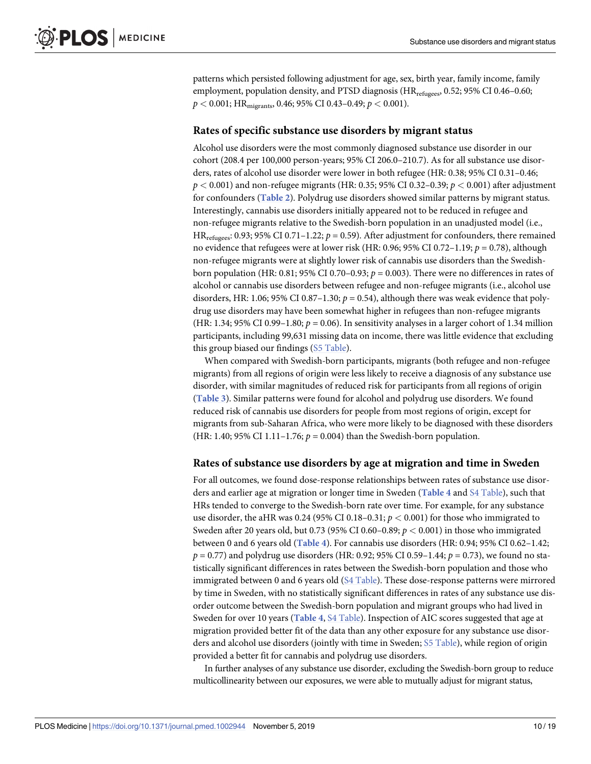patterns which persisted following adjustment for age, sex, birth year, family income, family employment, population density, and PTSD diagnosis ($HR_{refugees}$, 0.52; 95% CI 0.46–0.60; $p < 0.001$; $HR_{migrants}$, 0.46; 95% CI 0.43–0.49; $p < 0.001$).

## Rates of specific substance use disorders by migrant status

Alcohol use disorders were the most commonly diagnosed substance use disorder in our cohort (208.4 per 100,000 person-years; 95% CI 206.0–210.7). As for all substance use disorders, rates of alcohol use disorder were lower in both refugee (HR: 0.38; 95% CI 0.31–0.46; $p < 0.001$) and non-refugee migrants (HR: 0.35; 95% CI 0.32–0.39; $p < 0.001$) after adjustment for confounders (**Table 2**). Polydrug use disorders showed similar patterns by migrant status. Interestingly, cannabis use disorders initially appeared not to be reduced in refugee and non-refugee migrants relative to the Swedish-born population in an unadjusted model (i.e., $HR_{refugees}$: 0.93; 95% CI 0.71–1.22; $p = 0.59$). After adjustment for confounders, there remained no evidence that refugees were at lower risk (HR: 0.96; 95% CI 0.72–1.19; $p = 0.78$), although non-refugee migrants were at slightly lower risk of cannabis use disorders than the Swedish-born population (HR: 0.81; 95% CI 0.70–0.93; $p = 0.003$). There were no differences in rates of alcohol or cannabis use disorders between refugee and non-refugee migrants (i.e., alcohol use disorders, HR: 1.06; 95% CI 0.87–1.30; $p = 0.54$), although there was weak evidence that polydrug use disorders may have been somewhat higher in refugees than non-refugee migrants (HR: 1.34; 95% CI 0.99–1.80; $p = 0.06$). In sensitivity analyses in a larger cohort of 1.34 million participants, including 99,631 missing data on income, there was little evidence that excluding this group biased our findings (S5 Table).

When compared with Swedish-born participants, migrants (both refugee and non-refugee migrants) from all regions of origin were less likely to receive a diagnosis of any substance use disorder, with similar magnitudes of reduced risk for participants from all regions of origin (**Table 3**). Similar patterns were found for alcohol and polydrug use disorders. We found reduced risk of cannabis use disorders for people from most regions of origin, except for migrants from sub-Saharan Africa, who were more likely to be diagnosed with these disorders (HR: 1.40; 95% CI 1.11–1.76; $p = 0.004$) than the Swedish-born population.

## Rates of substance use disorders by age at migration and time in Sweden

For all outcomes, we found dose-response relationships between rates of substance use disorders and earlier age at migration or longer time in Sweden (**Table 4** and S4 Table), such that HRs tended to converge to the Swedish-born rate over time. For example, for any substance use disorder, the aHR was 0.24 (95% CI 0.18–0.31; $p < 0.001$) for those who immigrated to Sweden after 20 years old, but 0.73 (95% CI 0.60–0.89; $p < 0.001$) in those who immigrated between 0 and 6 years old (**Table 4**). For cannabis use disorders (HR: 0.94; 95% CI 0.62–1.42; $p = 0.77$) and polydrug use disorders (HR: 0.92; 95% CI 0.59–1.44; $p = 0.73$), we found no statistically significant differences in rates between the Swedish-born population and those who immigrated between 0 and 6 years old (S4 Table). These dose-response patterns were mirrored by time in Sweden, with no statistically significant differences in rates of any substance use disorder outcome between the Swedish-born population and migrant groups who had lived in Sweden for over 10 years (**Table 4**, S4 Table). Inspection of AIC scores suggested that age at migration provided better fit of the data than any other exposure for any substance use disorders and alcohol use disorders (jointly with time in Sweden; S5 Table), while region of origin provided a better fit for cannabis and polydrug use disorders.

In further analyses of any substance use disorder, excluding the Swedish-born group to reduce multicollinearity between our exposures, we were able to mutually adjust for migrant status,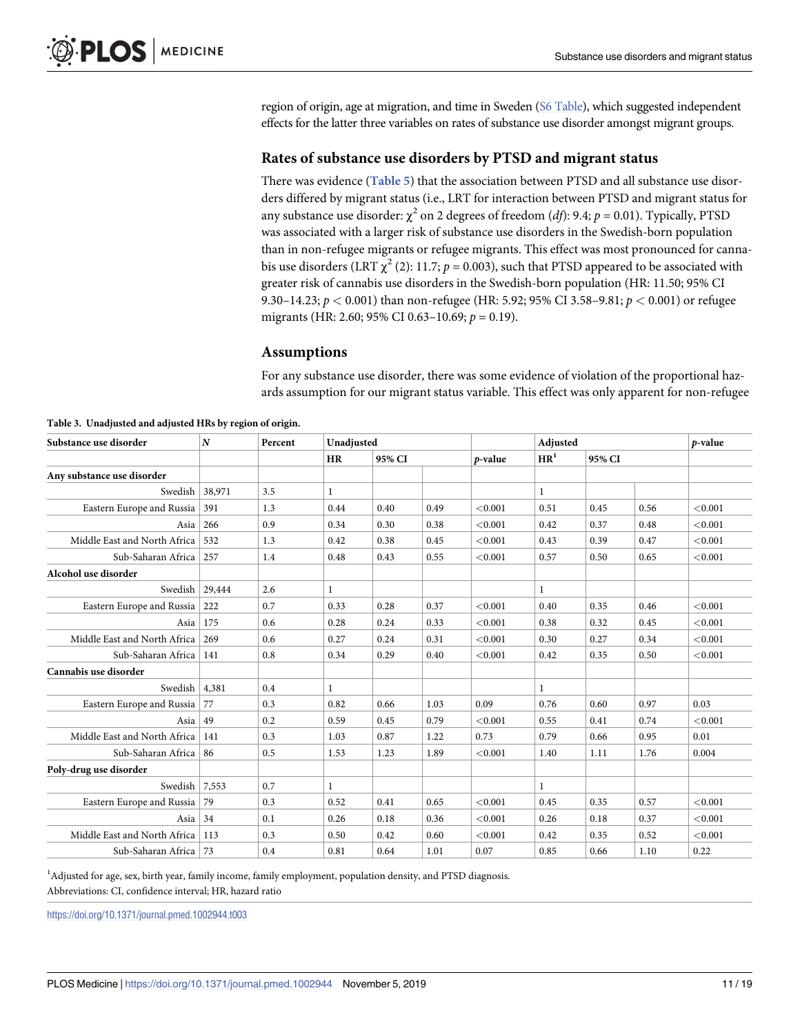region of origin, age at migration, and time in Sweden (S6 Table), which suggested independent effects for the latter three variables on rates of substance use disorder amongst migrant groups.

### Rates of substance use disorders by PTSD and migrant status

There was evidence (Table 5) that the association between PTSD and all substance use disorders differed by migrant status (i.e., LRT for interaction between PTSD and migrant status for any substance use disorder: $\chi^2$ on 2 degrees of freedom (*df*): 9.4; $p = 0.01$). Typically, PTSD was associated with a larger risk of substance use disorders in the Swedish-born population than in non-refugee migrants or refugee migrants. This effect was most pronounced for cannabis use disorders (LRT $\chi^2$ (2): 11.7; $p = 0.003$), such that PTSD appeared to be associated with greater risk of cannabis use disorders in the Swedish-born population (HR: 11.50; 95% CI 9.30–14.23; $p < 0.001$) than non-refugee (HR: 5.92; 95% CI 3.58–9.81; $p < 0.001$) or refugee migrants (HR: 2.60; 95% CI 0.63–10.69; $p = 0.19$).

### Assumptions

For any substance use disorder, there was some evidence of violation of the proportional hazards assumption for our migrant status variable. This effect was only apparent for non-refugee

**Table 3. Unadjusted and adjusted HRs by region of origin.**

| Substance use disorder | *N* | Percent | Unadjusted | | | | Adjusted | | | *p*-value |
|---|---|---|---|---|---|---|---|---|---|---|
| | | | HR | 95% CI | | *p*-value | HR[1] | 95% CI | | |
| **Any substance use disorder** | | | | | | | | | | |
| Swedish | 38,971 | 3.5 | 1 | | | | 1 | | | |
| Eastern Europe and Russia | 391 | 1.3 | 0.44 | 0.40 | 0.49 | <0.001 | 0.51 | 0.45 | 0.56 | <0.001 |
| Asia | 266 | 0.9 | 0.34 | 0.30 | 0.38 | <0.001 | 0.42 | 0.37 | 0.48 | <0.001 |
| Middle East and North Africa | 532 | 1.3 | 0.42 | 0.38 | 0.45 | <0.001 | 0.43 | 0.39 | 0.47 | <0.001 |
| Sub-Saharan Africa | 257 | 1.4 | 0.48 | 0.43 | 0.55 | <0.001 | 0.57 | 0.50 | 0.65 | <0.001 |
| **Alcohol use disorder** | | | | | | | | | | |
| Swedish | 29,444 | 2.6 | 1 | | | | 1 | | | |
| Eastern Europe and Russia | 222 | 0.7 | 0.33 | 0.28 | 0.37 | <0.001 | 0.40 | 0.35 | 0.46 | <0.001 |
| Asia | 175 | 0.6 | 0.28 | 0.24 | 0.33 | <0.001 | 0.38 | 0.32 | 0.45 | <0.001 |
| Middle East and North Africa | 269 | 0.6 | 0.27 | 0.24 | 0.31 | <0.001 | 0.30 | 0.27 | 0.34 | <0.001 |
| Sub-Saharan Africa | 141 | 0.8 | 0.34 | 0.29 | 0.40 | <0.001 | 0.42 | 0.35 | 0.50 | <0.001 |
| **Cannabis use disorder** | | | | | | | | | | |
| Swedish | 4,381 | 0.4 | 1 | | | | 1 | | | |
| Eastern Europe and Russia | 77 | 0.3 | 0.82 | 0.66 | 1.03 | 0.09 | 0.76 | 0.60 | 0.97 | 0.03 |
| Asia | 49 | 0.2 | 0.59 | 0.45 | 0.79 | <0.001 | 0.55 | 0.41 | 0.74 | <0.001 |
| Middle East and North Africa | 141 | 0.3 | 1.03 | 0.87 | 1.22 | 0.73 | 0.79 | 0.66 | 0.95 | 0.01 |
| Sub-Saharan Africa | 86 | 0.5 | 1.53 | 1.23 | 1.89 | <0.001 | 1.40 | 1.11 | 1.76 | 0.004 |
| **Poly-drug use disorder** | | | | | | | | | | |
| Swedish | 7,553 | 0.7 | 1 | | | | 1 | | | |
| Eastern Europe and Russia | 79 | 0.3 | 0.52 | 0.41 | 0.65 | <0.001 | 0.45 | 0.35 | 0.57 | <0.001 |
| Asia | 34 | 0.1 | 0.26 | 0.18 | 0.36 | <0.001 | 0.26 | 0.18 | 0.37 | <0.001 |
| Middle East and North Africa | 113 | 0.3 | 0.50 | 0.42 | 0.60 | <0.001 | 0.42 | 0.35 | 0.52 | <0.001 |
| Sub-Saharan Africa | 73 | 0.4 | 0.81 | 0.64 | 1.01 | 0.07 | 0.85 | 0.66 | 1.10 | 0.22 |

[1]Adjusted for age, sex, birth year, family income, family employment, population density, and PTSD diagnosis.

Abbreviations: CI, confidence interval; HR, hazard ratio

https://doi.org/10.1371/journal.pmed.1002944.t003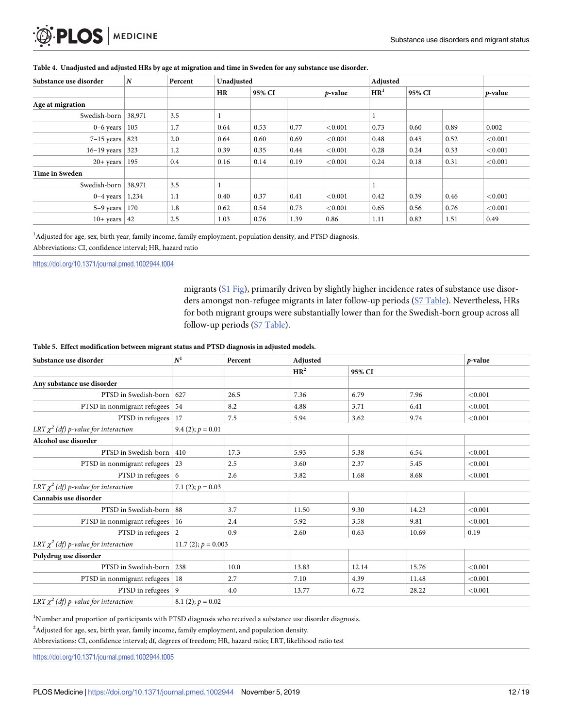**Table 4. Unadjusted and adjusted HRs by age at migration and time in Sweden for any substance use disorder.**

| Substance use disorder | *N* | Percent | Unadjusted | | | | Adjusted | | | |
|---|---|---|---|---|---|---|---|---|---|---|
| | | | HR | 95% CI | | *p*-value | HR[1] | 95% CI | | *p*-value |
| **Age at migration** | | | | | | | | | | |
| Swedish-born | 38,971 | 3.5 | 1 | | | | 1 | | | |
| 0–6 years | 105 | 1.7 | 0.64 | 0.53 | 0.77 | <0.001 | 0.73 | 0.60 | 0.89 | 0.002 |
| 7–15 years | 823 | 2.0 | 0.64 | 0.60 | 0.69 | <0.001 | 0.48 | 0.45 | 0.52 | <0.001 |
| 16–19 years | 323 | 1.2 | 0.39 | 0.35 | 0.44 | <0.001 | 0.28 | 0.24 | 0.33 | <0.001 |
| 20+ years | 195 | 0.4 | 0.16 | 0.14 | 0.19 | <0.001 | 0.24 | 0.18 | 0.31 | <0.001 |
| **Time in Sweden** | | | | | | | | | | |
| Swedish-born | 38,971 | 3.5 | 1 | | | | 1 | | | |
| 0–4 years | 1,234 | 1.1 | 0.40 | 0.37 | 0.41 | <0.001 | 0.42 | 0.39 | 0.46 | <0.001 |
| 5–9 years | 170 | 1.8 | 0.62 | 0.54 | 0.73 | <0.001 | 0.65 | 0.56 | 0.76 | <0.001 |
| 10+ years | 42 | 2.5 | 1.03 | 0.76 | 1.39 | 0.86 | 1.11 | 0.82 | 1.51 | 0.49 |

[1]Adjusted for age, sex, birth year, family income, family employment, population density, and PTSD diagnosis.

Abbreviations: CI, confidence interval; HR, hazard ratio

https://doi.org/10.1371/journal.pmed.1002944.t004

migrants (S1 Fig), primarily driven by slightly higher incidence rates of substance use disorders amongst non-refugee migrants in later follow-up periods (S7 Table). Nevertheless, HRs for both migrant groups were substantially lower than for the Swedish-born group across all follow-up periods (S7 Table).

**Table 5. Effect modification between migrant status and PTSD diagnosis in adjusted models.**

| Substance use disorder | $N$[1] | Percent | Adjusted | | | *p*-value |
|---|---|---|---|---|---|---|
| | | | HR[2] | 95% CI | | |
| **Any substance use disorder** | | | | | | |
| PTSD in Swedish-born | 627 | 26.5 | 7.36 | 6.79 | 7.96 | <0.001 |
| PTSD in nonmigrant refugees | 54 | 8.2 | 4.88 | 3.71 | 6.41 | <0.001 |
| PTSD in refugees | 17 | 7.5 | 5.94 | 3.62 | 9.74 | <0.001 |
| *LRT $\chi^2$ (df) p-value for interaction* | 9.4 (2); $p = 0.01$ | | | | | |
| **Alcohol use disorder** | | | | | | |
| PTSD in Swedish-born | 410 | 17.3 | 5.93 | 5.38 | 6.54 | <0.001 |
| PTSD in nonmigrant refugees | 23 | 2.5 | 3.60 | 2.37 | 5.45 | <0.001 |
| PTSD in refugees | 6 | 2.6 | 3.82 | 1.68 | 8.68 | <0.001 |
| *LRT $\chi^2$ (df) p-value for interaction* | 7.1 (2); $p = 0.03$ | | | | | |
| **Cannabis use disorder** | | | | | | |
| PTSD in Swedish-born | 88 | 3.7 | 11.50 | 9.30 | 14.23 | <0.001 |
| PTSD in nonmigrant refugees | 16 | 2.4 | 5.92 | 3.58 | 9.81 | <0.001 |
| PTSD in refugees | 2 | 0.9 | 2.60 | 0.63 | 10.69 | 0.19 |
| *LRT $\chi^2$ (df) p-value for interaction* | 11.7 (2); $p = 0.003$ | | | | | |
| **Polydrug use disorder** | | | | | | |
| PTSD in Swedish-born | 238 | 10.0 | 13.83 | 12.14 | 15.76 | <0.001 |
| PTSD in nonmigrant refugees | 18 | 2.7 | 7.10 | 4.39 | 11.48 | <0.001 |
| PTSD in refugees | 9 | 4.0 | 13.77 | 6.72 | 28.22 | <0.001 |
| *LRT $\chi^2$ (df) p-value for interaction* | 8.1 (2); $p = 0.02$ | | | | | |

[1]Number and proportion of participants with PTSD diagnosis who received a substance use disorder diagnosis.

[2]Adjusted for age, sex, birth year, family income, family employment, and population density.

Abbreviations: CI, confidence interval; df, degrees of freedom; HR, hazard ratio; LRT, likelihood ratio test

https://doi.org/10.1371/journal.pmed.1002944.t005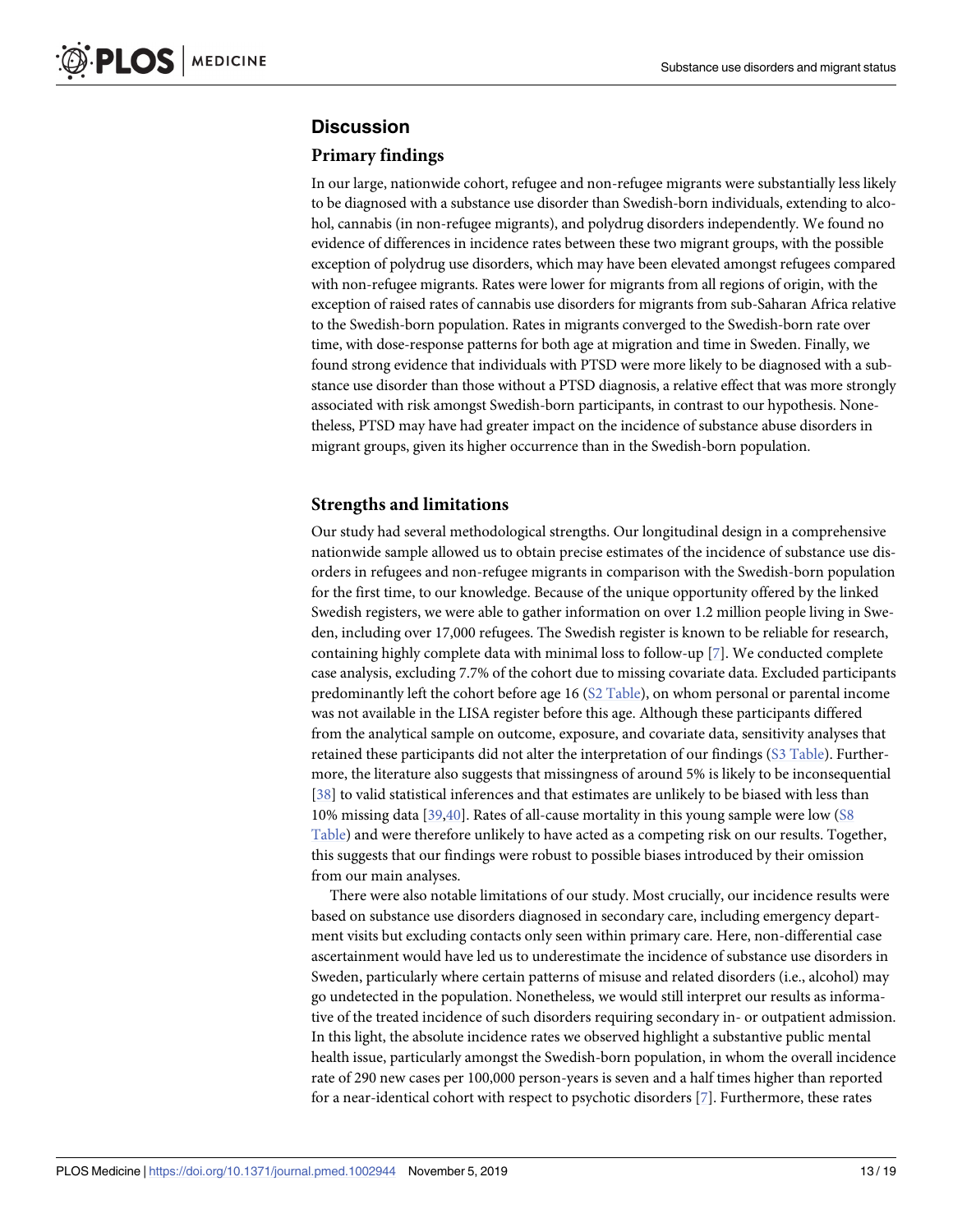## Discussion

### Primary findings

In our large, nationwide cohort, refugee and non-refugee migrants were substantially less likely to be diagnosed with a substance use disorder than Swedish-born individuals, extending to alcohol, cannabis (in non-refugee migrants), and polydrug disorders independently. We found no evidence of differences in incidence rates between these two migrant groups, with the possible exception of polydrug use disorders, which may have been elevated amongst refugees compared with non-refugee migrants. Rates were lower for migrants from all regions of origin, with the exception of raised rates of cannabis use disorders for migrants from sub-Saharan Africa relative to the Swedish-born population. Rates in migrants converged to the Swedish-born rate over time, with dose-response patterns for both age at migration and time in Sweden. Finally, we found strong evidence that individuals with PTSD were more likely to be diagnosed with a substance use disorder than those without a PTSD diagnosis, a relative effect that was more strongly associated with risk amongst Swedish-born participants, in contrast to our hypothesis. Nonetheless, PTSD may have had greater impact on the incidence of substance abuse disorders in migrant groups, given its higher occurrence than in the Swedish-born population.

### Strengths and limitations

Our study had several methodological strengths. Our longitudinal design in a comprehensive nationwide sample allowed us to obtain precise estimates of the incidence of substance use disorders in refugees and non-refugee migrants in comparison with the Swedish-born population for the first time, to our knowledge. Because of the unique opportunity offered by the linked Swedish registers, we were able to gather information on over 1.2 million people living in Sweden, including over 17,000 refugees. The Swedish register is known to be reliable for research, containing highly complete data with minimal loss to follow-up [7]. We conducted complete case analysis, excluding 7.7% of the cohort due to missing covariate data. Excluded participants predominantly left the cohort before age 16 (S2 Table), on whom personal or parental income was not available in the LISA register before this age. Although these participants differed from the analytical sample on outcome, exposure, and covariate data, sensitivity analyses that retained these participants did not alter the interpretation of our findings (S3 Table). Furthermore, the literature also suggests that missingness of around 5% is likely to be inconsequential [38] to valid statistical inferences and that estimates are unlikely to be biased with less than 10% missing data [39,40]. Rates of all-cause mortality in this young sample were low (S8 Table) and were therefore unlikely to have acted as a competing risk on our results. Together, this suggests that our findings were robust to possible biases introduced by their omission from our main analyses.

There were also notable limitations of our study. Most crucially, our incidence results were based on substance use disorders diagnosed in secondary care, including emergency department visits but excluding contacts only seen within primary care. Here, non-differential case ascertainment would have led us to underestimate the incidence of substance use disorders in Sweden, particularly where certain patterns of misuse and related disorders (i.e., alcohol) may go undetected in the population. Nonetheless, we would still interpret our results as informative of the treated incidence of such disorders requiring secondary in- or outpatient admission. In this light, the absolute incidence rates we observed highlight a substantive public mental health issue, particularly amongst the Swedish-born population, in whom the overall incidence rate of 290 new cases per 100,000 person-years is seven and a half times higher than reported for a near-identical cohort with respect to psychotic disorders [7]. Furthermore, these rates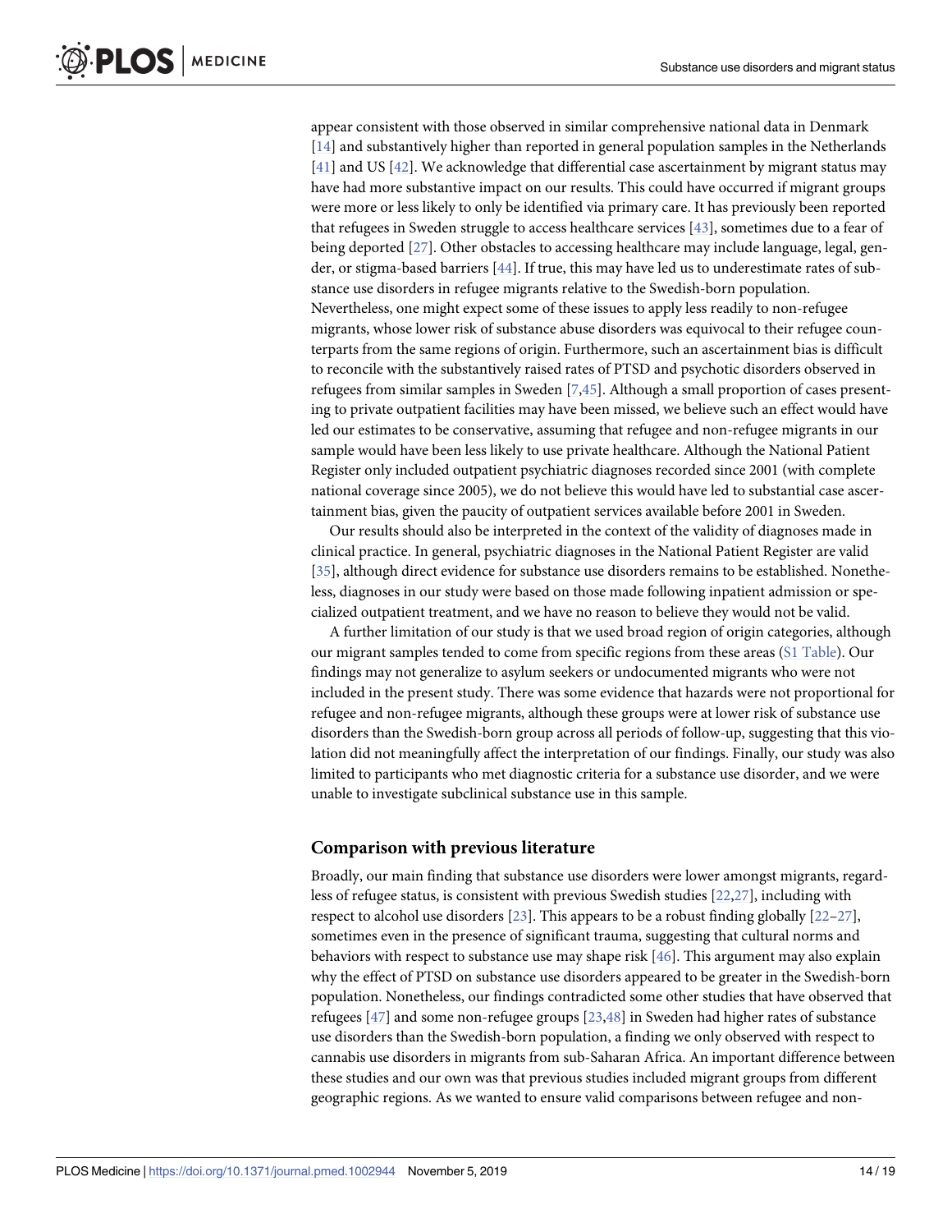appear consistent with those observed in similar comprehensive national data in Denmark [14] and substantively higher than reported in general population samples in the Netherlands [41] and US [42]. We acknowledge that differential case ascertainment by migrant status may have had more substantive impact on our results. This could have occurred if migrant groups were more or less likely to only be identified via primary care. It has previously been reported that refugees in Sweden struggle to access healthcare services [43], sometimes due to a fear of being deported [27]. Other obstacles to accessing healthcare may include language, legal, gender, or stigma-based barriers [44]. If true, this may have led us to underestimate rates of substance use disorders in refugee migrants relative to the Swedish-born population. Nevertheless, one might expect some of these issues to apply less readily to non-refugee migrants, whose lower risk of substance abuse disorders was equivocal to their refugee counterparts from the same regions of origin. Furthermore, such an ascertainment bias is difficult to reconcile with the substantively raised rates of PTSD and psychotic disorders observed in refugees from similar samples in Sweden [7,45]. Although a small proportion of cases presenting to private outpatient facilities may have been missed, we believe such an effect would have led our estimates to be conservative, assuming that refugee and non-refugee migrants in our sample would have been less likely to use private healthcare. Although the National Patient Register only included outpatient psychiatric diagnoses recorded since 2001 (with complete national coverage since 2005), we do not believe this would have led to substantial case ascertainment bias, given the paucity of outpatient services available before 2001 in Sweden.

Our results should also be interpreted in the context of the validity of diagnoses made in clinical practice. In general, psychiatric diagnoses in the National Patient Register are valid [35], although direct evidence for substance use disorders remains to be established. Nonetheless, diagnoses in our study were based on those made following inpatient admission or specialized outpatient treatment, and we have no reason to believe they would not be valid.

A further limitation of our study is that we used broad region of origin categories, although our migrant samples tended to come from specific regions from these areas (S1 Table). Our findings may not generalize to asylum seekers or undocumented migrants who were not included in the present study. There was some evidence that hazards were not proportional for refugee and non-refugee migrants, although these groups were at lower risk of substance use disorders than the Swedish-born group across all periods of follow-up, suggesting that this violation did not meaningfully affect the interpretation of our findings. Finally, our study was also limited to participants who met diagnostic criteria for a substance use disorder, and we were unable to investigate subclinical substance use in this sample.

### Comparison with previous literature

Broadly, our main finding that substance use disorders were lower amongst migrants, regardless of refugee status, is consistent with previous Swedish studies [22,27], including with respect to alcohol use disorders [23]. This appears to be a robust finding globally [22–27], sometimes even in the presence of significant trauma, suggesting that cultural norms and behaviors with respect to substance use may shape risk [46]. This argument may also explain why the effect of PTSD on substance use disorders appeared to be greater in the Swedish-born population. Nonetheless, our findings contradicted some other studies that have observed that refugees [47] and some non-refugee groups [23,48] in Sweden had higher rates of substance use disorders than the Swedish-born population, a finding we only observed with respect to cannabis use disorders in migrants from sub-Saharan Africa. An important difference between these studies and our own was that previous studies included migrant groups from different geographic regions. As we wanted to ensure valid comparisons between refugee and non-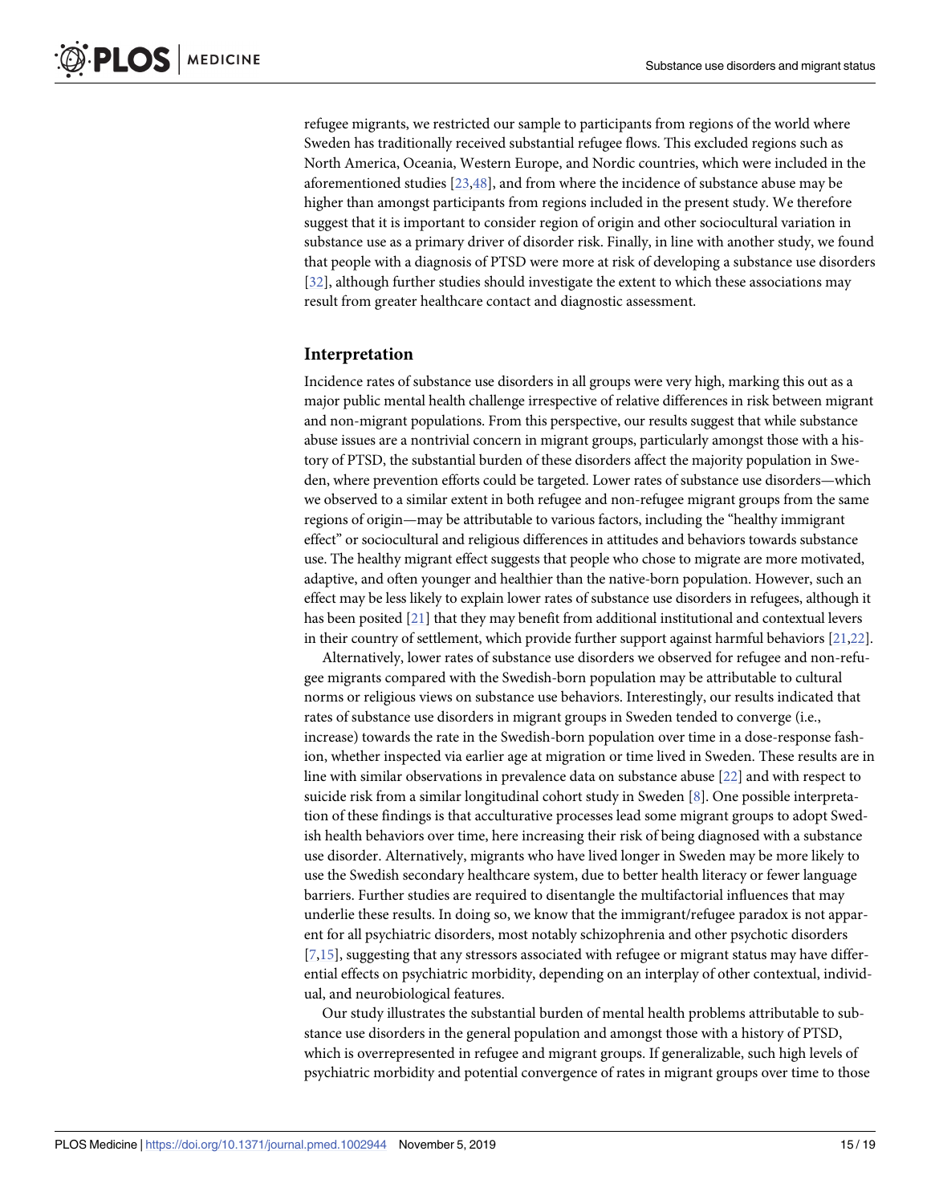refugee migrants, we restricted our sample to participants from regions of the world where Sweden has traditionally received substantial refugee flows. This excluded regions such as North America, Oceania, Western Europe, and Nordic countries, which were included in the aforementioned studies [23,48], and from where the incidence of substance abuse may be higher than amongst participants from regions included in the present study. We therefore suggest that it is important to consider region of origin and other sociocultural variation in substance use as a primary driver of disorder risk. Finally, in line with another study, we found that people with a diagnosis of PTSD were more at risk of developing a substance use disorders [32], although further studies should investigate the extent to which these associations may result from greater healthcare contact and diagnostic assessment.

## Interpretation

Incidence rates of substance use disorders in all groups were very high, marking this out as a major public mental health challenge irrespective of relative differences in risk between migrant and non-migrant populations. From this perspective, our results suggest that while substance abuse issues are a nontrivial concern in migrant groups, particularly amongst those with a history of PTSD, the substantial burden of these disorders affect the majority population in Sweden, where prevention efforts could be targeted. Lower rates of substance use disorders—which we observed to a similar extent in both refugee and non-refugee migrant groups from the same regions of origin—may be attributable to various factors, including the "healthy immigrant effect" or sociocultural and religious differences in attitudes and behaviors towards substance use. The healthy migrant effect suggests that people who chose to migrate are more motivated, adaptive, and often younger and healthier than the native-born population. However, such an effect may be less likely to explain lower rates of substance use disorders in refugees, although it has been posited [21] that they may benefit from additional institutional and contextual levers in their country of settlement, which provide further support against harmful behaviors [21,22].

Alternatively, lower rates of substance use disorders we observed for refugee and non-refugee migrants compared with the Swedish-born population may be attributable to cultural norms or religious views on substance use behaviors. Interestingly, our results indicated that rates of substance use disorders in migrant groups in Sweden tended to converge (i.e., increase) towards the rate in the Swedish-born population over time in a dose-response fashion, whether inspected via earlier age at migration or time lived in Sweden. These results are in line with similar observations in prevalence data on substance abuse [22] and with respect to suicide risk from a similar longitudinal cohort study in Sweden [8]. One possible interpretation of these findings is that acculturative processes lead some migrant groups to adopt Swedish health behaviors over time, here increasing their risk of being diagnosed with a substance use disorder. Alternatively, migrants who have lived longer in Sweden may be more likely to use the Swedish secondary healthcare system, due to better health literacy or fewer language barriers. Further studies are required to disentangle the multifactorial influences that may underlie these results. In doing so, we know that the immigrant/refugee paradox is not apparent for all psychiatric disorders, most notably schizophrenia and other psychotic disorders [7,15], suggesting that any stressors associated with refugee or migrant status may have differential effects on psychiatric morbidity, depending on an interplay of other contextual, individual, and neurobiological features.

Our study illustrates the substantial burden of mental health problems attributable to substance use disorders in the general population and amongst those with a history of PTSD, which is overrepresented in refugee and migrant groups. If generalizable, such high levels of psychiatric morbidity and potential convergence of rates in migrant groups over time to those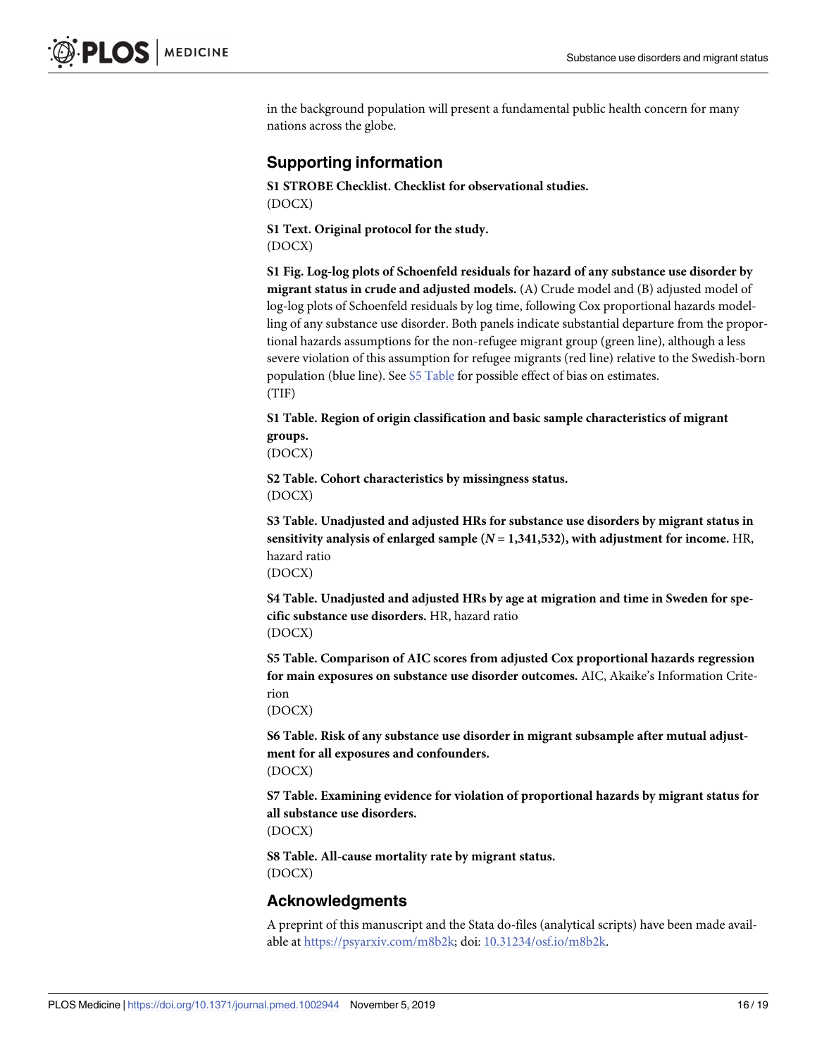in the background population will present a fundamental public health concern for many nations across the globe.

## Supporting information

**S1 STROBE Checklist. Checklist for observational studies.**
(DOCX)

**S1 Text. Original protocol for the study.**
(DOCX)

**S1 Fig. Log-log plots of Schoenfeld residuals for hazard of any substance use disorder by migrant status in crude and adjusted models.** (A) Crude model and (B) adjusted model of log-log plots of Schoenfeld residuals by log time, following Cox proportional hazards modelling of any substance use disorder. Both panels indicate substantial departure from the proportional hazards assumptions for the non-refugee migrant group (green line), although a less severe violation of this assumption for refugee migrants (red line) relative to the Swedish-born population (blue line). See S5 Table for possible effect of bias on estimates.
(TIF)

**S1 Table. Region of origin classification and basic sample characteristics of migrant groups.**
(DOCX)

**S2 Table. Cohort characteristics by missingness status.**
(DOCX)

**S3 Table. Unadjusted and adjusted HRs for substance use disorders by migrant status in sensitivity analysis of enlarged sample (*N* = 1,341,532), with adjustment for income.** HR, hazard ratio
(DOCX)

**S4 Table. Unadjusted and adjusted HRs by age at migration and time in Sweden for specific substance use disorders.** HR, hazard ratio
(DOCX)

**S5 Table. Comparison of AIC scores from adjusted Cox proportional hazards regression for main exposures on substance use disorder outcomes.** AIC, Akaike's Information Criterion
(DOCX)

**S6 Table. Risk of any substance use disorder in migrant subsample after mutual adjustment for all exposures and confounders.**
(DOCX)

**S7 Table. Examining evidence for violation of proportional hazards by migrant status for all substance use disorders.**
(DOCX)

**S8 Table. All-cause mortality rate by migrant status.**
(DOCX)

## Acknowledgments

A preprint of this manuscript and the Stata do-files (analytical scripts) have been made available at https://psyarxiv.com/m8b2k; doi: 10.31234/osf.io/m8b2k.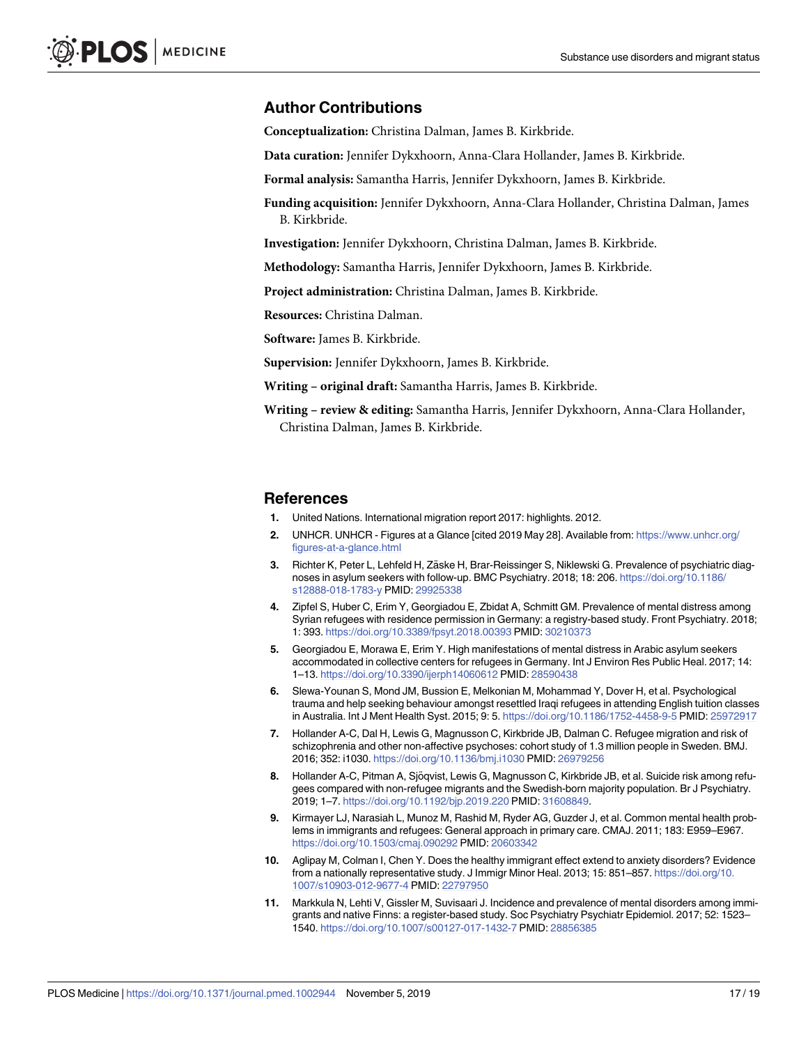## Author Contributions

**Conceptualization:** Christina Dalman, James B. Kirkbride.

**Data curation:** Jennifer Dykxhoorn, Anna-Clara Hollander, James B. Kirkbride.

**Formal analysis:** Samantha Harris, Jennifer Dykxhoorn, James B. Kirkbride.

**Funding acquisition:** Jennifer Dykxhoorn, Anna-Clara Hollander, Christina Dalman, James B. Kirkbride.

**Investigation:** Jennifer Dykxhoorn, Christina Dalman, James B. Kirkbride.

**Methodology:** Samantha Harris, Jennifer Dykxhoorn, James B. Kirkbride.

**Project administration:** Christina Dalman, James B. Kirkbride.

**Resources:** Christina Dalman.

**Software:** James B. Kirkbride.

**Supervision:** Jennifer Dykxhoorn, James B. Kirkbride.

**Writing – original draft:** Samantha Harris, James B. Kirkbride.

**Writing – review & editing:** Samantha Harris, Jennifer Dykxhoorn, Anna-Clara Hollander, Christina Dalman, James B. Kirkbride.

## References

1. United Nations. International migration report 2017: highlights. 2012.
2. UNHCR. UNHCR - Figures at a Glance [cited 2019 May 28]. Available from: https://www.unhcr.org/figures-at-a-glance.html
3. Richter K, Peter L, Lehfeld H, Zäske H, Brar-Reissinger S, Niklewski G. Prevalence of psychiatric diagnoses in asylum seekers with follow-up. BMC Psychiatry. 2018; 18: 206. https://doi.org/10.1186/s12888-018-1783-y PMID: 29925338
4. Zipfel S, Huber C, Erim Y, Georgiadou E, Zbidat A, Schmitt GM. Prevalence of mental distress among Syrian refugees with residence permission in Germany: a registry-based study. Front Psychiatry. 2018; 1: 393. https://doi.org/10.3389/fpsyt.2018.00393 PMID: 30210373
5. Georgiadou E, Morawa E, Erim Y. High manifestations of mental distress in Arabic asylum seekers accommodated in collective centers for refugees in Germany. Int J Environ Res Public Heal. 2017; 14: 1–13. https://doi.org/10.3390/ijerph14060612 PMID: 28590438
6. Slewa-Younan S, Mond JM, Bussion E, Melkonian M, Mohammad Y, Dover H, et al. Psychological trauma and help seeking behaviour amongst resettled Iraqi refugees in attending English tuition classes in Australia. Int J Ment Health Syst. 2015; 9: 5. https://doi.org/10.1186/1752-4458-9-5 PMID: 25972917
7. Hollander A-C, Dal H, Lewis G, Magnusson C, Kirkbride JB, Dalman C. Refugee migration and risk of schizophrenia and other non-affective psychoses: cohort study of 1.3 million people in Sweden. BMJ. 2016; 352: i1030. https://doi.org/10.1136/bmj.i1030 PMID: 26979256
8. Hollander A-C, Pitman A, Sjöqvist, Lewis G, Magnusson C, Kirkbride JB, et al. Suicide risk among refugees compared with non-refugee migrants and the Swedish-born majority population. Br J Psychiatry. 2019; 1–7. https://doi.org/10.1192/bjp.2019.220 PMID: 31608849.
9. Kirmayer LJ, Narasiah L, Munoz M, Rashid M, Ryder AG, Guzder J, et al. Common mental health problems in immigrants and refugees: General approach in primary care. CMAJ. 2011; 183: E959–E967. https://doi.org/10.1503/cmaj.090292 PMID: 20603342
10. Aglipay M, Colman I, Chen Y. Does the healthy immigrant effect extend to anxiety disorders? Evidence from a nationally representative study. J Immigr Minor Heal. 2013; 15: 851–857. https://doi.org/10.1007/s10903-012-9677-4 PMID: 22797950
11. Markkula N, Lehti V, Gissler M, Suvisaari J. Incidence and prevalence of mental disorders among immigrants and native Finns: a register-based study. Soc Psychiatry Psychiatr Epidemiol. 2017; 52: 1523–1540. https://doi.org/10.1007/s00127-017-1432-7 PMID: 28856385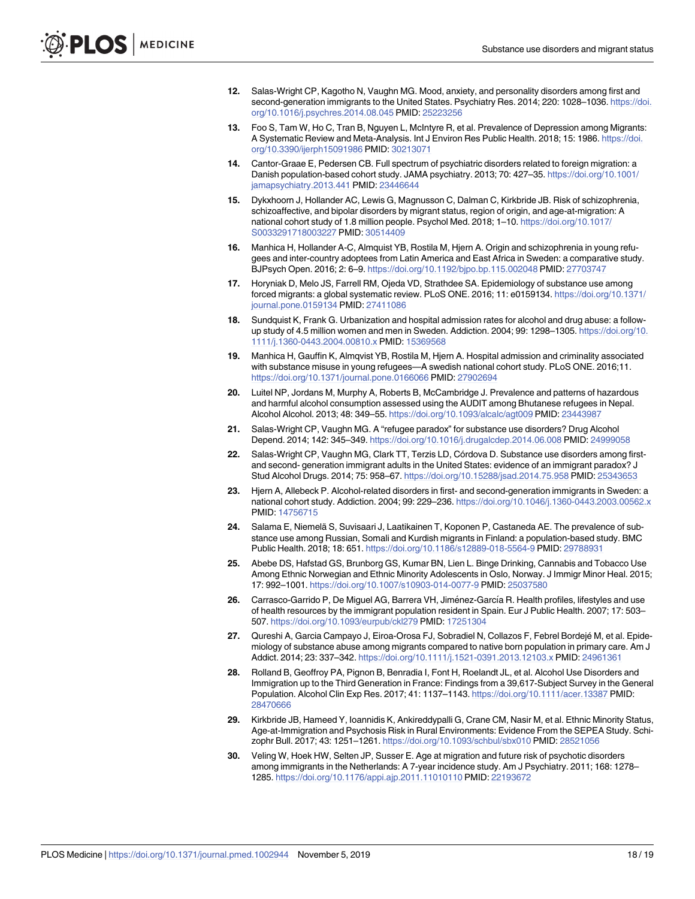12. Salas-Wright CP, Kagotho N, Vaughn MG. Mood, anxiety, and personality disorders among first and second-generation immigrants to the United States. Psychiatry Res. 2014; 220: 1028–1036. https://doi.org/10.1016/j.psychres.2014.08.045 PMID: 25223256

13. Foo S, Tam W, Ho C, Tran B, Nguyen L, McIntyre R, et al. Prevalence of Depression among Migrants: A Systematic Review and Meta-Analysis. Int J Environ Res Public Health. 2018; 15: 1986. https://doi.org/10.3390/ijerph15091986 PMID: 30213071

14. Cantor-Graae E, Pedersen CB. Full spectrum of psychiatric disorders related to foreign migration: a Danish population-based cohort study. JAMA psychiatry. 2013; 70: 427–35. https://doi.org/10.1001/jamapsychiatry.2013.441 PMID: 23446644

15. Dykxhoorn J, Hollander AC, Lewis G, Magnusson C, Dalman C, Kirkbride JB. Risk of schizophrenia, schizoaffective, and bipolar disorders by migrant status, region of origin, and age-at-migration: A national cohort study of 1.8 million people. Psychol Med. 2018; 1–10. https://doi.org/10.1017/S0033291718003227 PMID: 30514409

16. Manhica H, Hollander A-C, Almquist YB, Rostila M, Hjern A. Origin and schizophrenia in young refugees and inter-country adoptees from Latin America and East Africa in Sweden: a comparative study. BJPsych Open. 2016; 2: 6–9. https://doi.org/10.1192/bjpo.bp.115.002048 PMID: 27703747

17. Horyniak D, Melo JS, Farrell RM, Ojeda VD, Strathdee SA. Epidemiology of substance use among forced migrants: a global systematic review. PLoS ONE. 2016; 11: e0159134. https://doi.org/10.1371/journal.pone.0159134 PMID: 27411086

18. Sundquist K, Frank G. Urbanization and hospital admission rates for alcohol and drug abuse: a follow-up study of 4.5 million women and men in Sweden. Addiction. 2004; 99: 1298–1305. https://doi.org/10.1111/j.1360-0443.2004.00810.x PMID: 15369568

19. Manhica H, Gauffin K, Almqvist YB, Rostila M, Hjern A. Hospital admission and criminality associated with substance misuse in young refugees—A swedish national cohort study. PLoS ONE. 2016;11. https://doi.org/10.1371/journal.pone.0166066 PMID: 27902694

20. Luitel NP, Jordans M, Murphy A, Roberts B, McCambridge J. Prevalence and patterns of hazardous and harmful alcohol consumption assessed using the AUDIT among Bhutanese refugees in Nepal. Alcohol Alcohol. 2013; 48: 349–55. https://doi.org/10.1093/alcalc/agt009 PMID: 23443987

21. Salas-Wright CP, Vaughn MG. A "refugee paradox" for substance use disorders? Drug Alcohol Depend. 2014; 142: 345–349. https://doi.org/10.1016/j.drugalcdep.2014.06.008 PMID: 24999058

22. Salas-Wright CP, Vaughn MG, Clark TT, Terzis LD, Córdova D. Substance use disorders among first- and second- generation immigrant adults in the United States: evidence of an immigrant paradox? J Stud Alcohol Drugs. 2014; 75: 958–67. https://doi.org/10.15288/jsad.2014.75.958 PMID: 25343653

23. Hjern A, Allebeck P. Alcohol-related disorders in first- and second-generation immigrants in Sweden: a national cohort study. Addiction. 2004; 99: 229–236. https://doi.org/10.1046/j.1360-0443.2003.00562.x PMID: 14756715

24. Salama E, Niemelä S, Suvisaari J, Laatikainen T, Koponen P, Castaneda AE. The prevalence of substance use among Russian, Somali and Kurdish migrants in Finland: a population-based study. BMC Public Health. 2018; 18: 651. https://doi.org/10.1186/s12889-018-5564-9 PMID: 29788931

25. Abebe DS, Hafstad GS, Brunborg GS, Kumar BN, Lien L. Binge Drinking, Cannabis and Tobacco Use Among Ethnic Norwegian and Ethnic Minority Adolescents in Oslo, Norway. J Immigr Minor Heal. 2015; 17: 992–1001. https://doi.org/10.1007/s10903-014-0077-9 PMID: 25037580

26. Carrasco-Garrido P, De Miguel AG, Barrera VH, Jiménez-García R. Health profiles, lifestyles and use of health resources by the immigrant population resident in Spain. Eur J Public Health. 2007; 17: 503–507. https://doi.org/10.1093/eurpub/ckl279 PMID: 17251304

27. Qureshi A, Garcia Campayo J, Eiroa-Orosa FJ, Sobradiel N, Collazos F, Febrel Bordejé M, et al. Epidemiology of substance abuse among migrants compared to native born population in primary care. Am J Addict. 2014; 23: 337–342. https://doi.org/10.1111/j.1521-0391.2013.12103.x PMID: 24961361

28. Rolland B, Geoffroy PA, Pignon B, Benradia I, Font H, Roelandt JL, et al. Alcohol Use Disorders and Immigration up to the Third Generation in France: Findings from a 39,617-Subject Survey in the General Population. Alcohol Clin Exp Res. 2017; 41: 1137–1143. https://doi.org/10.1111/acer.13387 PMID: 28470666

29. Kirkbride JB, Hameed Y, Ioannidis K, Ankireddypalli G, Crane CM, Nasir M, et al. Ethnic Minority Status, Age-at-Immigration and Psychosis Risk in Rural Environments: Evidence From the SEPEA Study. Schizophr Bull. 2017; 43: 1251–1261. https://doi.org/10.1093/schbul/sbx010 PMID: 28521056

30. Veling W, Hoek HW, Selten JP, Susser E. Age at migration and future risk of psychotic disorders among immigrants in the Netherlands: A 7-year incidence study. Am J Psychiatry. 2011; 168: 1278–1285. https://doi.org/10.1176/appi.ajp.2011.11010110 PMID: 22193672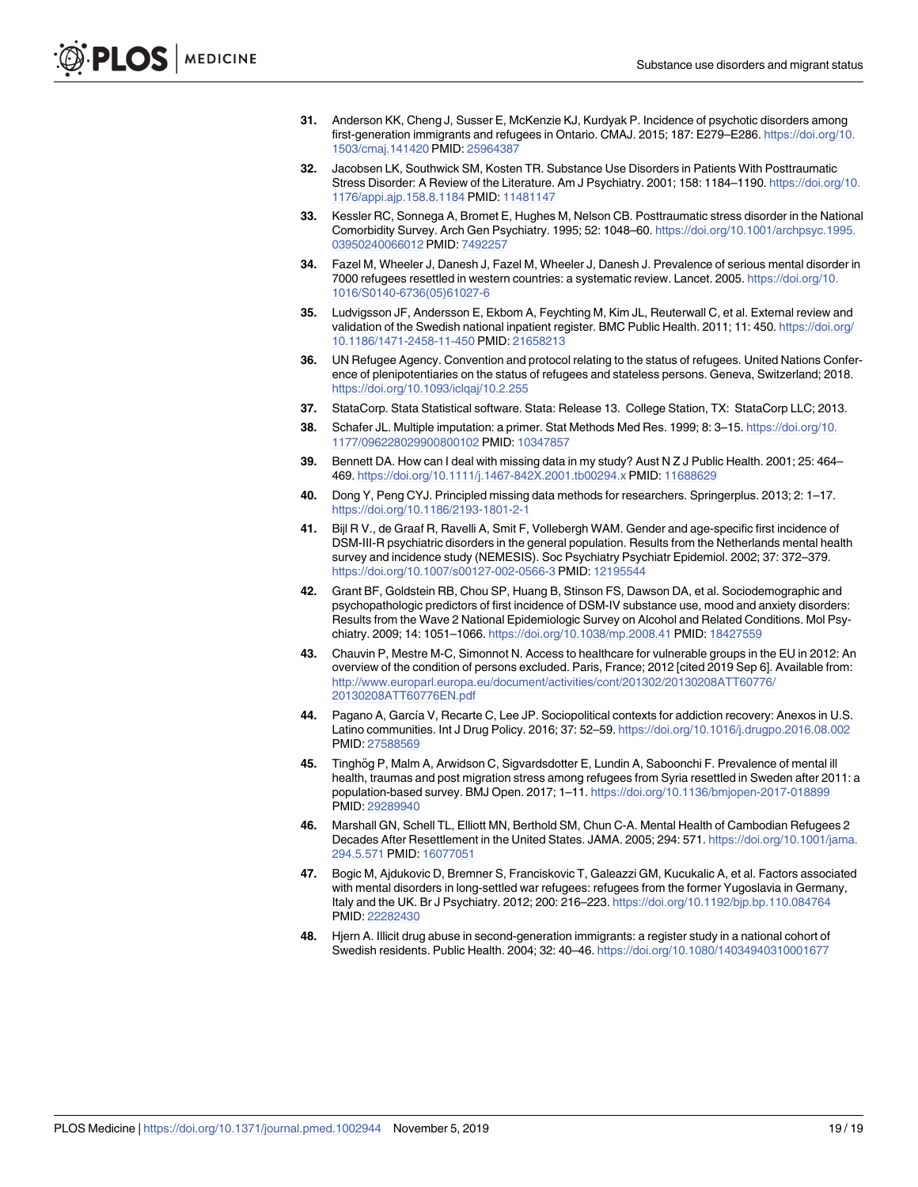31. Anderson KK, Cheng J, Susser E, McKenzie KJ, Kurdyak P. Incidence of psychotic disorders among first-generation immigrants and refugees in Ontario. CMAJ. 2015; 187: E279–E286. https://doi.org/10.1503/cmaj.141420 PMID: 25964387

32. Jacobsen LK, Southwick SM, Kosten TR. Substance Use Disorders in Patients With Posttraumatic Stress Disorder: A Review of the Literature. Am J Psychiatry. 2001; 158: 1184–1190. https://doi.org/10.1176/appi.ajp.158.8.1184 PMID: 11481147

33. Kessler RC, Sonnega A, Bromet E, Hughes M, Nelson CB. Posttraumatic stress disorder in the National Comorbidity Survey. Arch Gen Psychiatry. 1995; 52: 1048–60. https://doi.org/10.1001/archpsyc.1995.03950240066012 PMID: 7492257

34. Fazel M, Wheeler J, Danesh J, Fazel M, Wheeler J, Danesh J. Prevalence of serious mental disorder in 7000 refugees resettled in western countries: a systematic review. Lancet. 2005. https://doi.org/10.1016/S0140-6736(05)61027-6

35. Ludvigsson JF, Andersson E, Ekbom A, Feychting M, Kim JL, Reuterwall C, et al. External review and validation of the Swedish national inpatient register. BMC Public Health. 2011; 11: 450. https://doi.org/10.1186/1471-2458-11-450 PMID: 21658213

36. UN Refugee Agency. Convention and protocol relating to the status of refugees. United Nations Conference of plenipotentiaries on the status of refugees and stateless persons. Geneva, Switzerland; 2018. https://doi.org/10.1093/iclqaj/10.2.255

37. StataCorp. Stata Statistical software. Stata: Release 13. College Station, TX: StataCorp LLC; 2013.

38. Schafer JL. Multiple imputation: a primer. Stat Methods Med Res. 1999; 8: 3–15. https://doi.org/10.1177/096228029900800102 PMID: 10347857

39. Bennett DA. How can I deal with missing data in my study? Aust N Z J Public Health. 2001; 25: 464–469. https://doi.org/10.1111/j.1467-842X.2001.tb00294.x PMID: 11688629

40. Dong Y, Peng CYJ. Principled missing data methods for researchers. Springerplus. 2013; 2: 1–17. https://doi.org/10.1186/2193-1801-2-1

41. Bijl R V., de Graaf R, Ravelli A, Smit F, Vollebergh WAM. Gender and age-specific first incidence of DSM-III-R psychiatric disorders in the general population. Results from the Netherlands mental health survey and incidence study (NEMESIS). Soc Psychiatry Psychiatr Epidemiol. 2002; 37: 372–379. https://doi.org/10.1007/s00127-002-0566-3 PMID: 12195544

42. Grant BF, Goldstein RB, Chou SP, Huang B, Stinson FS, Dawson DA, et al. Sociodemographic and psychopathologic predictors of first incidence of DSM-IV substance use, mood and anxiety disorders: Results from the Wave 2 National Epidemiologic Survey on Alcohol and Related Conditions. Mol Psychiatry. 2009; 14: 1051–1066. https://doi.org/10.1038/mp.2008.41 PMID: 18427559

43. Chauvin P, Mestre M-C, Simonnot N. Access to healthcare for vulnerable groups in the EU in 2012: An overview of the condition of persons excluded. Paris, France; 2012 [cited 2019 Sep 6]. Available from: http://www.europarl.europa.eu/document/activities/cont/201302/20130208ATT60776/20130208ATT60776EN.pdf

44. Pagano A, García V, Recarte C, Lee JP. Sociopolitical contexts for addiction recovery: Anexos in U.S. Latino communities. Int J Drug Policy. 2016; 37: 52–59. https://doi.org/10.1016/j.drugpo.2016.08.002 PMID: 27588569

45. Tinghög P, Malm A, Arwidson C, Sigvardsdotter E, Lundin A, Saboonchi F. Prevalence of mental ill health, traumas and post migration stress among refugees from Syria resettled in Sweden after 2011: a population-based survey. BMJ Open. 2017; 1–11. https://doi.org/10.1136/bmjopen-2017-018899 PMID: 29289940

46. Marshall GN, Schell TL, Elliott MN, Berthold SM, Chun C-A. Mental Health of Cambodian Refugees 2 Decades After Resettlement in the United States. JAMA. 2005; 294: 571. https://doi.org/10.1001/jama.294.5.571 PMID: 16077051

47. Bogic M, Ajdukovic D, Bremner S, Franciskovic T, Galeazzi GM, Kucukalic A, et al. Factors associated with mental disorders in long-settled war refugees: refugees from the former Yugoslavia in Germany, Italy and the UK. Br J Psychiatry. 2012; 200: 216–223. https://doi.org/10.1192/bjp.bp.110.084764 PMID: 22282430

48. Hjern A. Illicit drug abuse in second-generation immigrants: a register study in a national cohort of Swedish residents. Public Health. 2004; 32: 40–46. https://doi.org/10.1080/14034940310001677